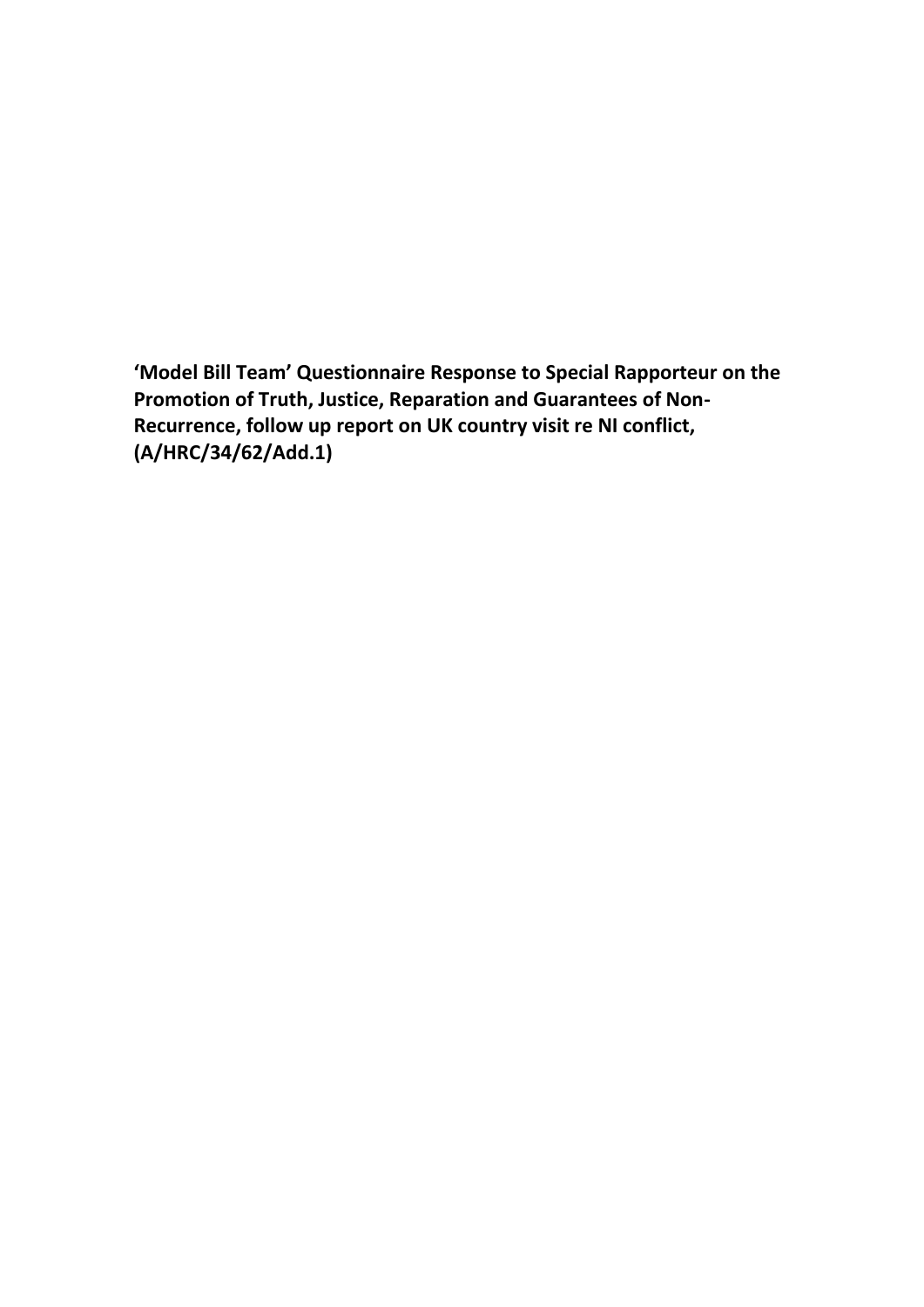**'Model Bill Team' Questionnaire Response to Special Rapporteur on the Promotion of Truth, Justice, Reparation and Guarantees of Non-Recurrence, follow up report on UK country visit re NI conflict, (A/HRC/34/62/Add.1)**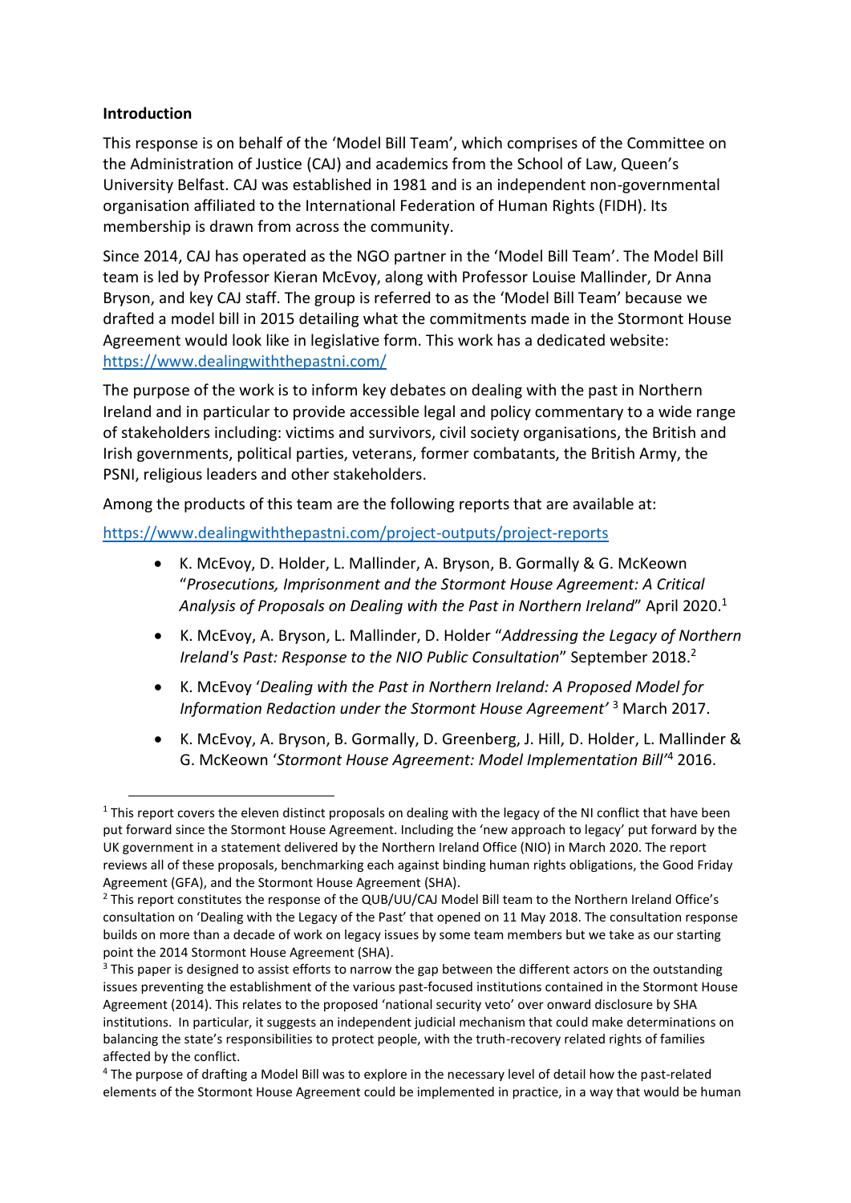**Introduction**

This response is on behalf of the 'Model Bill Team', which comprises of the Committee on the Administration of Justice (CAJ) and academics from the School of Law, Queen's University Belfast. CAJ was established in 1981 and is an independent non-governmental organisation affiliated to the International Federation of Human Rights (FIDH). Its membership is drawn from across the community.

Since 2014, CAJ has operated as the NGO partner in the 'Model Bill Team'. The Model Bill team is led by Professor Kieran McEvoy, along with Professor Louise Mallinder, Dr Anna Bryson, and key CAJ staff. The group is referred to as the 'Model Bill Team' because we drafted a model bill in 2015 detailing what the commitments made in the Stormont House Agreement would look like in legislative form. This work has a dedicated website: https://www.dealingwiththepastni.com/

The purpose of the work is to inform key debates on dealing with the past in Northern Ireland and in particular to provide accessible legal and policy commentary to a wide range of stakeholders including: victims and survivors, civil society organisations, the British and Irish governments, political parties, veterans, former combatants, the British Army, the PSNI, religious leaders and other stakeholders.

Among the products of this team are the following reports that are available at:

https://www.dealingwiththepastni.com/project-outputs/project-reports

- K. McEvoy, D. Holder, L. Mallinder, A. Bryson, B. Gormally & G. McKeown "*Prosecutions, Imprisonment and the Stormont House Agreement: A Critical Analysis of Proposals on Dealing with the Past in Northern Ireland*" April 2020.[1]
- K. McEvoy, A. Bryson, L. Mallinder, D. Holder "*Addressing the Legacy of Northern Ireland's Past: Response to the NIO Public Consultation*" September 2018.[2]
- K. McEvoy '*Dealing with the Past in Northern Ireland: A Proposed Model for Information Redaction under the Stormont House Agreement'* [3] March 2017.
- K. McEvoy, A. Bryson, B. Gormally, D. Greenberg, J. Hill, D. Holder, L. Mallinder & G. McKeown '*Stormont House Agreement: Model Implementation Bill'*[4] 2016.

---

[1] This report covers the eleven distinct proposals on dealing with the legacy of the NI conflict that have been put forward since the Stormont House Agreement. Including the 'new approach to legacy' put forward by the UK government in a statement delivered by the Northern Ireland Office (NIO) in March 2020. The report reviews all of these proposals, benchmarking each against binding human rights obligations, the Good Friday Agreement (GFA), and the Stormont House Agreement (SHA).

[2] This report constitutes the response of the QUB/UU/CAJ Model Bill team to the Northern Ireland Office's consultation on 'Dealing with the Legacy of the Past' that opened on 11 May 2018. The consultation response builds on more than a decade of work on legacy issues by some team members but we take as our starting point the 2014 Stormont House Agreement (SHA).

[3] This paper is designed to assist efforts to narrow the gap between the different actors on the outstanding issues preventing the establishment of the various past-focused institutions contained in the Stormont House Agreement (2014). This relates to the proposed 'national security veto' over onward disclosure by SHA institutions. In particular, it suggests an independent judicial mechanism that could make determinations on balancing the state's responsibilities to protect people, with the truth-recovery related rights of families affected by the conflict.

[4] The purpose of drafting a Model Bill was to explore in the necessary level of detail how the past-related elements of the Stormont House Agreement could be implemented in practice, in a way that would be human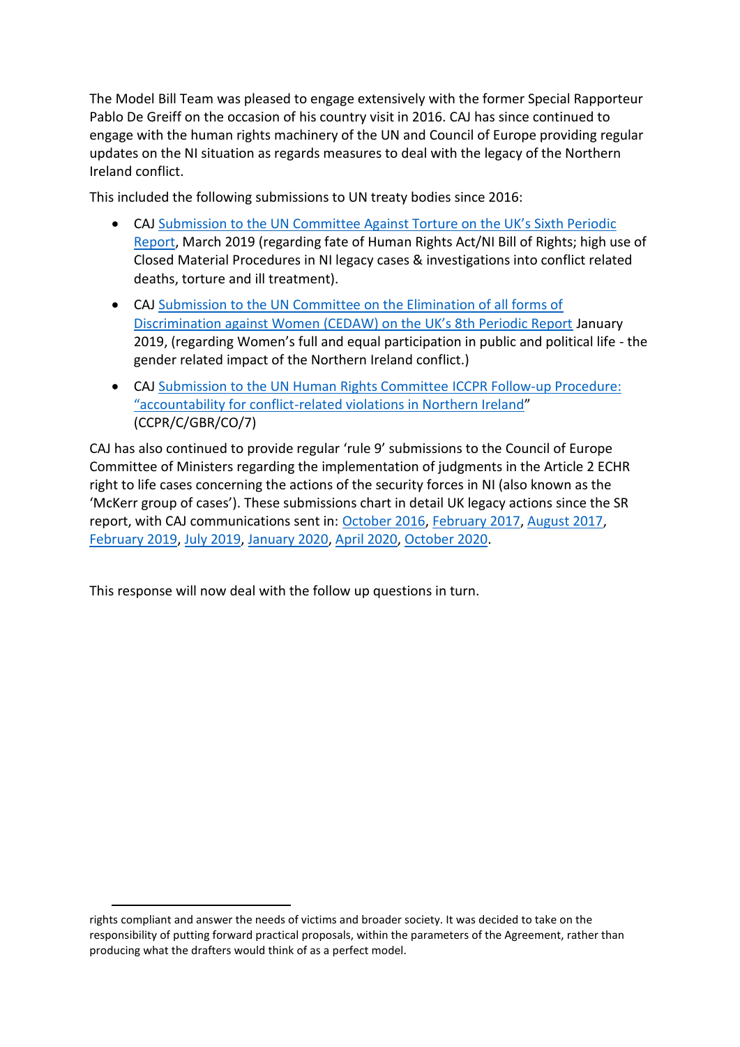The Model Bill Team was pleased to engage extensively with the former Special Rapporteur Pablo De Greiff on the occasion of his country visit in 2016. CAJ has since continued to engage with the human rights machinery of the UN and Council of Europe providing regular updates on the NI situation as regards measures to deal with the legacy of the Northern Ireland conflict.

This included the following submissions to UN treaty bodies since 2016:

- CAJ Submission to the UN Committee Against Torture on the UK's Sixth Periodic Report, March 2019 (regarding fate of Human Rights Act/NI Bill of Rights; high use of Closed Material Procedures in NI legacy cases & investigations into conflict related deaths, torture and ill treatment).
- CAJ Submission to the UN Committee on the Elimination of all forms of Discrimination against Women (CEDAW) on the UK's 8th Periodic Report January 2019, (regarding Women's full and equal participation in public and political life - the gender related impact of the Northern Ireland conflict.)
- CAJ Submission to the UN Human Rights Committee ICCPR Follow-up Procedure: "accountability for conflict-related violations in Northern Ireland" (CCPR/C/GBR/CO/7)

CAJ has also continued to provide regular 'rule 9' submissions to the Council of Europe Committee of Ministers regarding the implementation of judgments in the Article 2 ECHR right to life cases concerning the actions of the security forces in NI (also known as the 'McKerr group of cases'). These submissions chart in detail UK legacy actions since the SR report, with CAJ communications sent in: October 2016, February 2017, August 2017, February 2019, July 2019, January 2020, April 2020, October 2020.

This response will now deal with the follow up questions in turn.

rights compliant and answer the needs of victims and broader society. It was decided to take on the responsibility of putting forward practical proposals, within the parameters of the Agreement, rather than producing what the drafters would think of as a perfect model.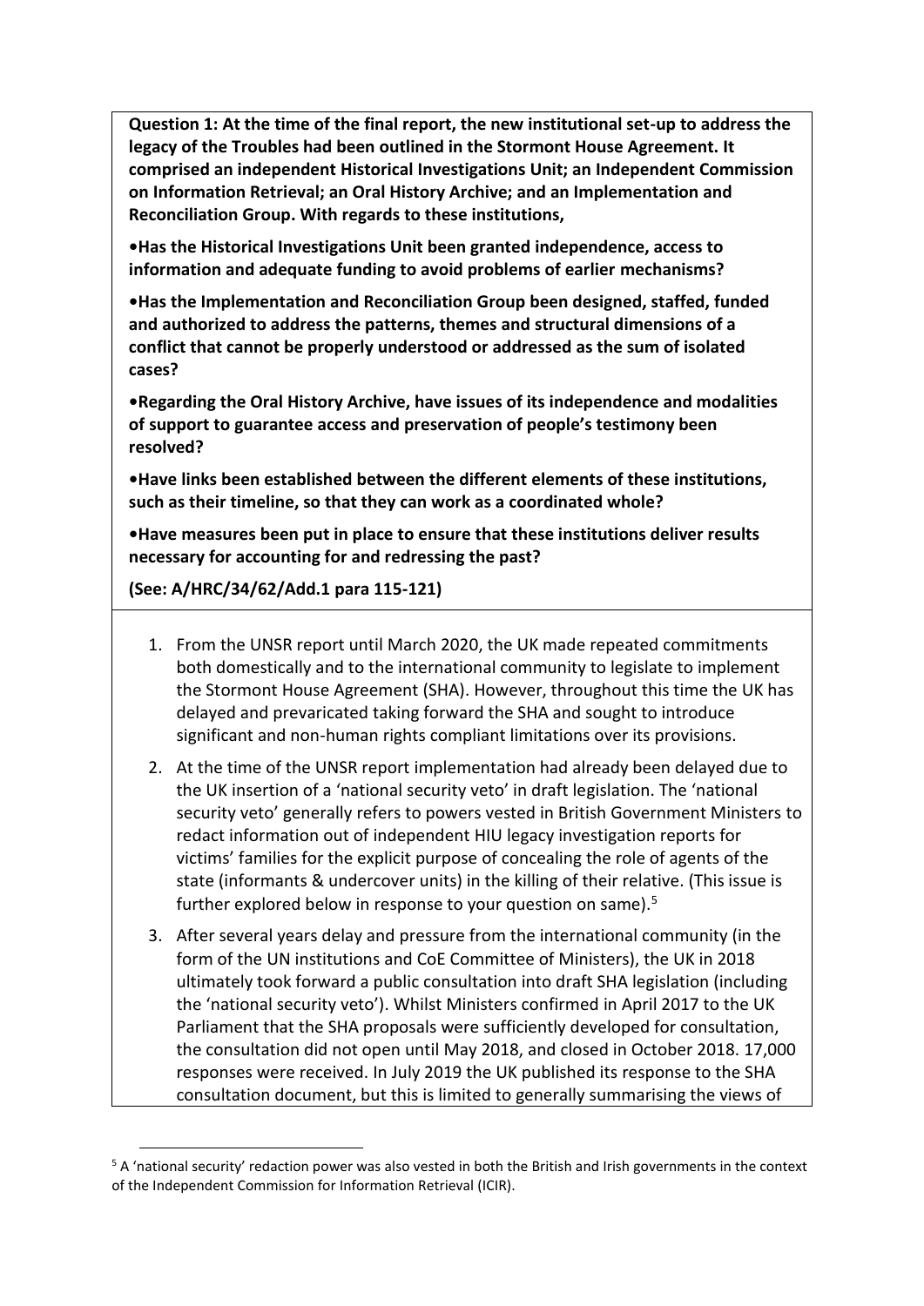**Question 1: At the time of the final report, the new institutional set-up to address the legacy of the Troubles had been outlined in the Stormont House Agreement. It comprised an independent Historical Investigations Unit; an Independent Commission on Information Retrieval; an Oral History Archive; and an Implementation and Reconciliation Group. With regards to these institutions,**

**•Has the Historical Investigations Unit been granted independence, access to information and adequate funding to avoid problems of earlier mechanisms?**

**•Has the Implementation and Reconciliation Group been designed, staffed, funded and authorized to address the patterns, themes and structural dimensions of a conflict that cannot be properly understood or addressed as the sum of isolated cases?**

**•Regarding the Oral History Archive, have issues of its independence and modalities of support to guarantee access and preservation of people's testimony been resolved?**

**•Have links been established between the different elements of these institutions, such as their timeline, so that they can work as a coordinated whole?**

**•Have measures been put in place to ensure that these institutions deliver results necessary for accounting for and redressing the past?**

**(See: A/HRC/34/62/Add.1 para 115-121)**

1. From the UNSR report until March 2020, the UK made repeated commitments both domestically and to the international community to legislate to implement the Stormont House Agreement (SHA). However, throughout this time the UK has delayed and prevaricated taking forward the SHA and sought to introduce significant and non-human rights compliant limitations over its provisions.

2. At the time of the UNSR report implementation had already been delayed due to the UK insertion of a 'national security veto' in draft legislation. The 'national security veto' generally refers to powers vested in British Government Ministers to redact information out of independent HIU legacy investigation reports for victims' families for the explicit purpose of concealing the role of agents of the state (informants & undercover units) in the killing of their relative. (This issue is further explored below in response to your question on same).[5]

3. After several years delay and pressure from the international community (in the form of the UN institutions and CoE Committee of Ministers), the UK in 2018 ultimately took forward a public consultation into draft SHA legislation (including the 'national security veto'). Whilst Ministers confirmed in April 2017 to the UK Parliament that the SHA proposals were sufficiently developed for consultation, the consultation did not open until May 2018, and closed in October 2018. 17,000 responses were received. In July 2019 the UK published its response to the SHA consultation document, but this is limited to generally summarising the views of

[5] A 'national security' redaction power was also vested in both the British and Irish governments in the context of the Independent Commission for Information Retrieval (ICIR).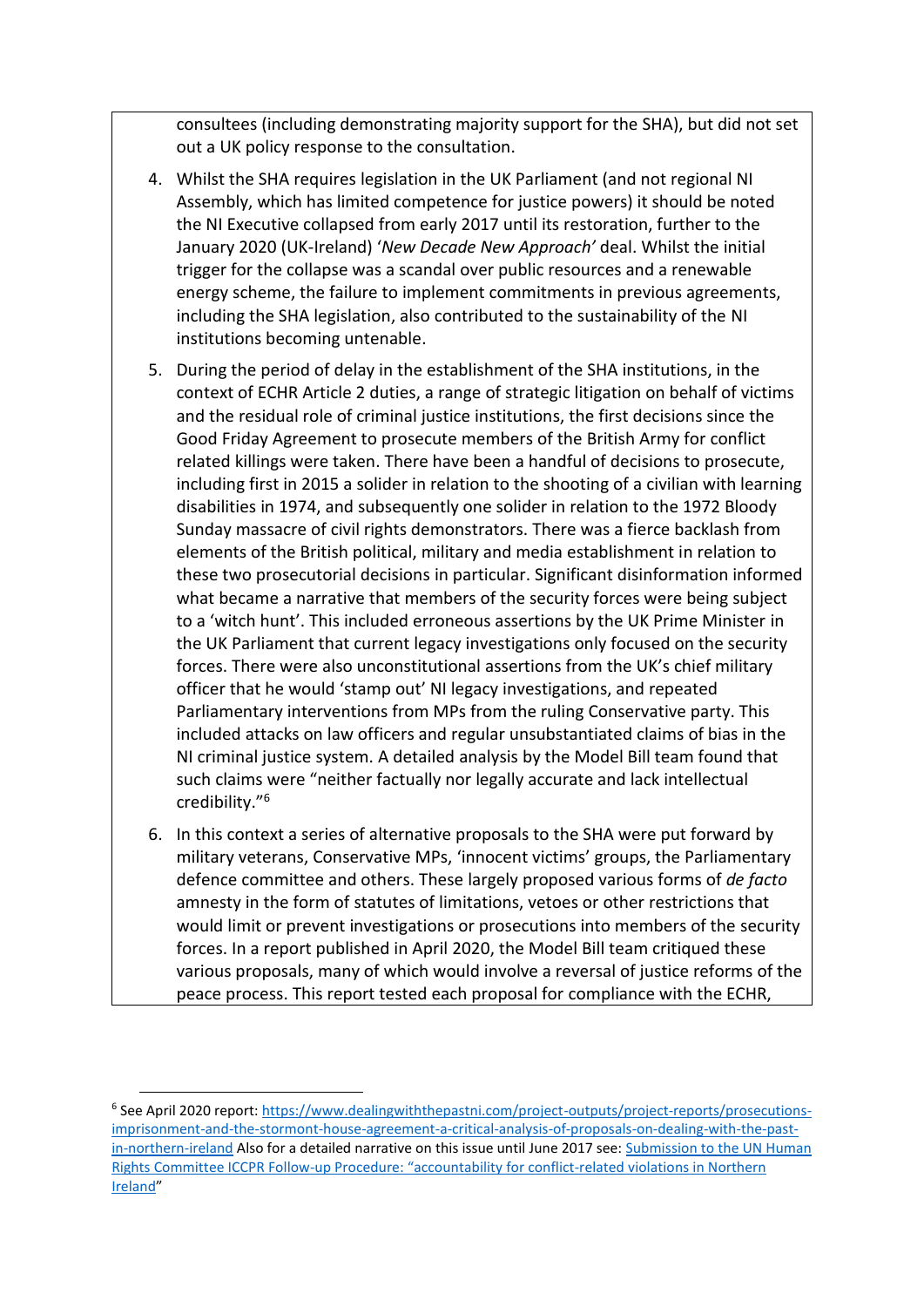consultees (including demonstrating majority support for the SHA), but did not set out a UK policy response to the consultation.

4. Whilst the SHA requires legislation in the UK Parliament (and not regional NI Assembly, which has limited competence for justice powers) it should be noted the NI Executive collapsed from early 2017 until its restoration, further to the January 2020 (UK-Ireland) '*New Decade New Approach'* deal. Whilst the initial trigger for the collapse was a scandal over public resources and a renewable energy scheme, the failure to implement commitments in previous agreements, including the SHA legislation, also contributed to the sustainability of the NI institutions becoming untenable.

5. During the period of delay in the establishment of the SHA institutions, in the context of ECHR Article 2 duties, a range of strategic litigation on behalf of victims and the residual role of criminal justice institutions, the first decisions since the Good Friday Agreement to prosecute members of the British Army for conflict related killings were taken. There have been a handful of decisions to prosecute, including first in 2015 a solider in relation to the shooting of a civilian with learning disabilities in 1974, and subsequently one solider in relation to the 1972 Bloody Sunday massacre of civil rights demonstrators. There was a fierce backlash from elements of the British political, military and media establishment in relation to these two prosecutorial decisions in particular. Significant disinformation informed what became a narrative that members of the security forces were being subject to a 'witch hunt'. This included erroneous assertions by the UK Prime Minister in the UK Parliament that current legacy investigations only focused on the security forces. There were also unconstitutional assertions from the UK's chief military officer that he would 'stamp out' NI legacy investigations, and repeated Parliamentary interventions from MPs from the ruling Conservative party. This included attacks on law officers and regular unsubstantiated claims of bias in the NI criminal justice system. A detailed analysis by the Model Bill team found that such claims were "neither factually nor legally accurate and lack intellectual credibility."[6]

6. In this context a series of alternative proposals to the SHA were put forward by military veterans, Conservative MPs, 'innocent victims' groups, the Parliamentary defence committee and others. These largely proposed various forms of *de facto* amnesty in the form of statutes of limitations, vetoes or other restrictions that would limit or prevent investigations or prosecutions into members of the security forces. In a report published in April 2020, the Model Bill team critiqued these various proposals, many of which would involve a reversal of justice reforms of the peace process. This report tested each proposal for compliance with the ECHR,

[6] See April 2020 report: https://www.dealingwiththepastni.com/project-outputs/project-reports/prosecutions-imprisonment-and-the-stormont-house-agreement-a-critical-analysis-of-proposals-on-dealing-with-the-past-in-northern-ireland Also for a detailed narrative on this issue until June 2017 see: Submission to the UN Human Rights Committee ICCPR Follow-up Procedure: "accountability for conflict-related violations in Northern Ireland"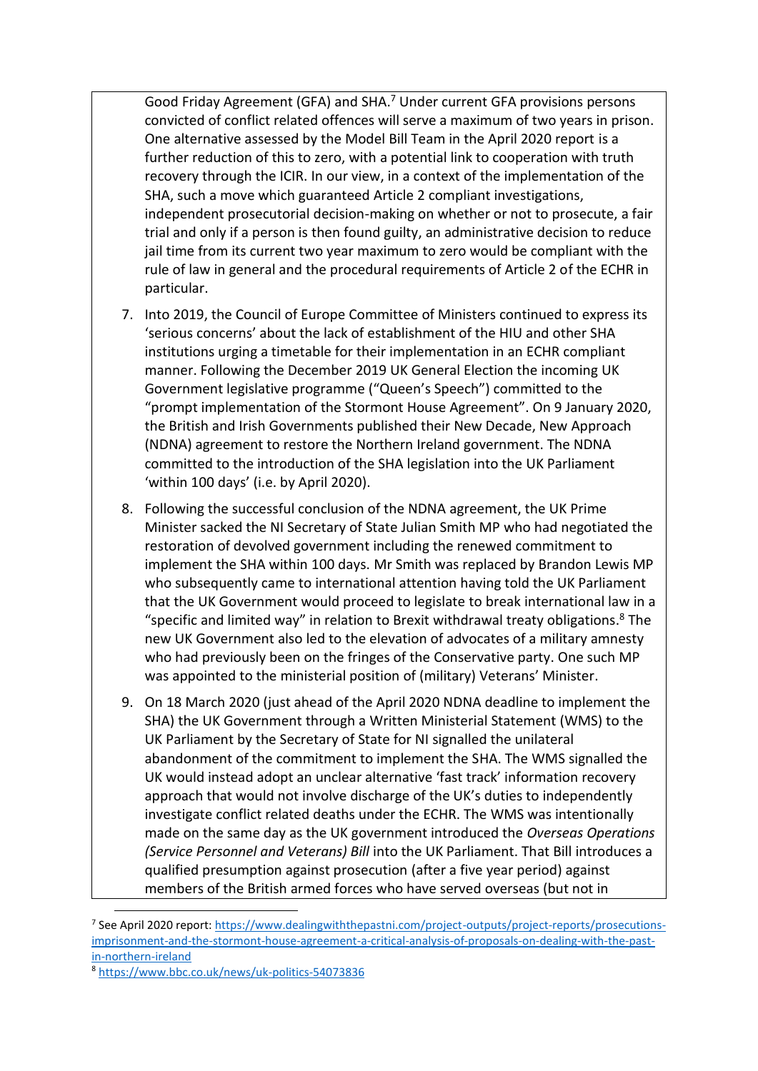Good Friday Agreement (GFA) and SHA.[7] Under current GFA provisions persons convicted of conflict related offences will serve a maximum of two years in prison. One alternative assessed by the Model Bill Team in the April 2020 report is a further reduction of this to zero, with a potential link to cooperation with truth recovery through the ICIR. In our view, in a context of the implementation of the SHA, such a move which guaranteed Article 2 compliant investigations, independent prosecutorial decision-making on whether or not to prosecute, a fair trial and only if a person is then found guilty, an administrative decision to reduce jail time from its current two year maximum to zero would be compliant with the rule of law in general and the procedural requirements of Article 2 of the ECHR in particular.

7. Into 2019, the Council of Europe Committee of Ministers continued to express its 'serious concerns' about the lack of establishment of the HIU and other SHA institutions urging a timetable for their implementation in an ECHR compliant manner. Following the December 2019 UK General Election the incoming UK Government legislative programme ("Queen's Speech") committed to the "prompt implementation of the Stormont House Agreement". On 9 January 2020, the British and Irish Governments published their New Decade, New Approach (NDNA) agreement to restore the Northern Ireland government. The NDNA committed to the introduction of the SHA legislation into the UK Parliament 'within 100 days' (i.e. by April 2020).

8. Following the successful conclusion of the NDNA agreement, the UK Prime Minister sacked the NI Secretary of State Julian Smith MP who had negotiated the restoration of devolved government including the renewed commitment to implement the SHA within 100 days. Mr Smith was replaced by Brandon Lewis MP who subsequently came to international attention having told the UK Parliament that the UK Government would proceed to legislate to break international law in a "specific and limited way" in relation to Brexit withdrawal treaty obligations.[8] The new UK Government also led to the elevation of advocates of a military amnesty who had previously been on the fringes of the Conservative party. One such MP was appointed to the ministerial position of (military) Veterans' Minister.

9. On 18 March 2020 (just ahead of the April 2020 NDNA deadline to implement the SHA) the UK Government through a Written Ministerial Statement (WMS) to the UK Parliament by the Secretary of State for NI signalled the unilateral abandonment of the commitment to implement the SHA. The WMS signalled the UK would instead adopt an unclear alternative 'fast track' information recovery approach that would not involve discharge of the UK's duties to independently investigate conflict related deaths under the ECHR. The WMS was intentionally made on the same day as the UK government introduced the *Overseas Operations (Service Personnel and Veterans) Bill* into the UK Parliament. That Bill introduces a qualified presumption against prosecution (after a five year period) against members of the British armed forces who have served overseas (but not in

---

[7] See April 2020 report: https://www.dealingwiththepastni.com/project-outputs/project-reports/prosecutions-imprisonment-and-the-stormont-house-agreement-a-critical-analysis-of-proposals-on-dealing-with-the-past-in-northern-ireland

[8] https://www.bbc.co.uk/news/uk-politics-54073836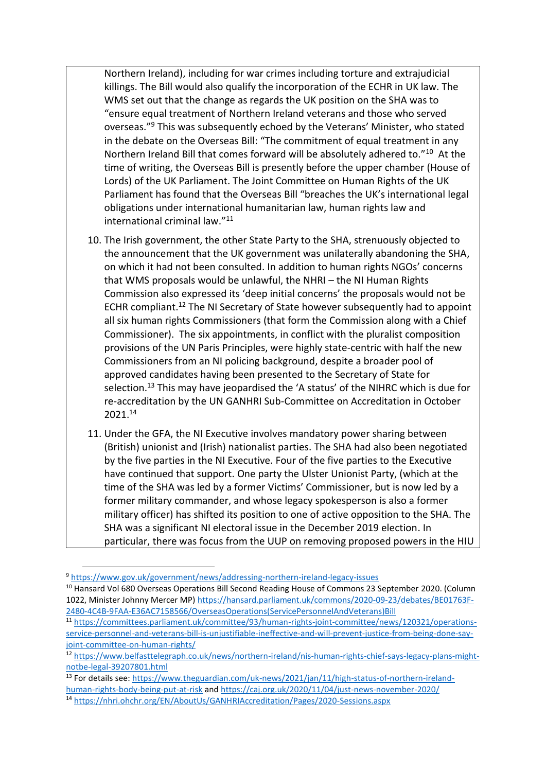Northern Ireland), including for war crimes including torture and extrajudicial killings. The Bill would also qualify the incorporation of the ECHR in UK law. The WMS set out that the change as regards the UK position on the SHA was to "ensure equal treatment of Northern Ireland veterans and those who served overseas."[9] This was subsequently echoed by the Veterans' Minister, who stated in the debate on the Overseas Bill: "The commitment of equal treatment in any Northern Ireland Bill that comes forward will be absolutely adhered to."[10] At the time of writing, the Overseas Bill is presently before the upper chamber (House of Lords) of the UK Parliament. The Joint Committee on Human Rights of the UK Parliament has found that the Overseas Bill "breaches the UK's international legal obligations under international humanitarian law, human rights law and international criminal law."[11]

10. The Irish government, the other State Party to the SHA, strenuously objected to the announcement that the UK government was unilaterally abandoning the SHA, on which it had not been consulted. In addition to human rights NGOs' concerns that WMS proposals would be unlawful, the NHRI – the NI Human Rights Commission also expressed its 'deep initial concerns' the proposals would not be ECHR compliant.[12] The NI Secretary of State however subsequently had to appoint all six human rights Commissioners (that form the Commission along with a Chief Commissioner). The six appointments, in conflict with the pluralist composition provisions of the UN Paris Principles, were highly state-centric with half the new Commissioners from an NI policing background, despite a broader pool of approved candidates having been presented to the Secretary of State for selection.[13] This may have jeopardised the 'A status' of the NIHRC which is due for re-accreditation by the UN GANHRI Sub-Committee on Accreditation in October 2021.[14]

11. Under the GFA, the NI Executive involves mandatory power sharing between (British) unionist and (Irish) nationalist parties. The SHA had also been negotiated by the five parties in the NI Executive. Four of the five parties to the Executive have continued that support. One party the Ulster Unionist Party, (which at the time of the SHA was led by a former Victims' Commissioner, but is now led by a former military commander, and whose legacy spokesperson is also a former military officer) has shifted its position to one of active opposition to the SHA. The SHA was a significant NI electoral issue in the December 2019 election. In particular, there was focus from the UUP on removing proposed powers in the HIU

---

[9] https://www.gov.uk/government/news/addressing-northern-ireland-legacy-issues

[10] Hansard Vol 680 Overseas Operations Bill Second Reading House of Commons 23 September 2020. (Column 1022, Minister Johnny Mercer MP) https://hansard.parliament.uk/commons/2020-09-23/debates/BE01763F-2480-4C4B-9FAA-E36AC7158566/OverseasOperations(ServicePersonnelAndVeterans)Bill

[11] https://committees.parliament.uk/committee/93/human-rights-joint-committee/news/120321/operations-service-personnel-and-veterans-bill-is-unjustifiable-ineffective-and-will-prevent-justice-from-being-done-say-joint-committee-on-human-rights/

[12] https://www.belfasttelegraph.co.uk/news/northern-ireland/nis-human-rights-chief-says-legacy-plans-might-notbe-legal-39207801.html

[13] For details see: https://www.theguardian.com/uk-news/2021/jan/11/high-status-of-northern-ireland-human-rights-body-being-put-at-risk and https://caj.org.uk/2020/11/04/just-news-november-2020/

[14] https://nhri.ohchr.org/EN/AboutUs/GANHRIAccreditation/Pages/2020-Sessions.aspx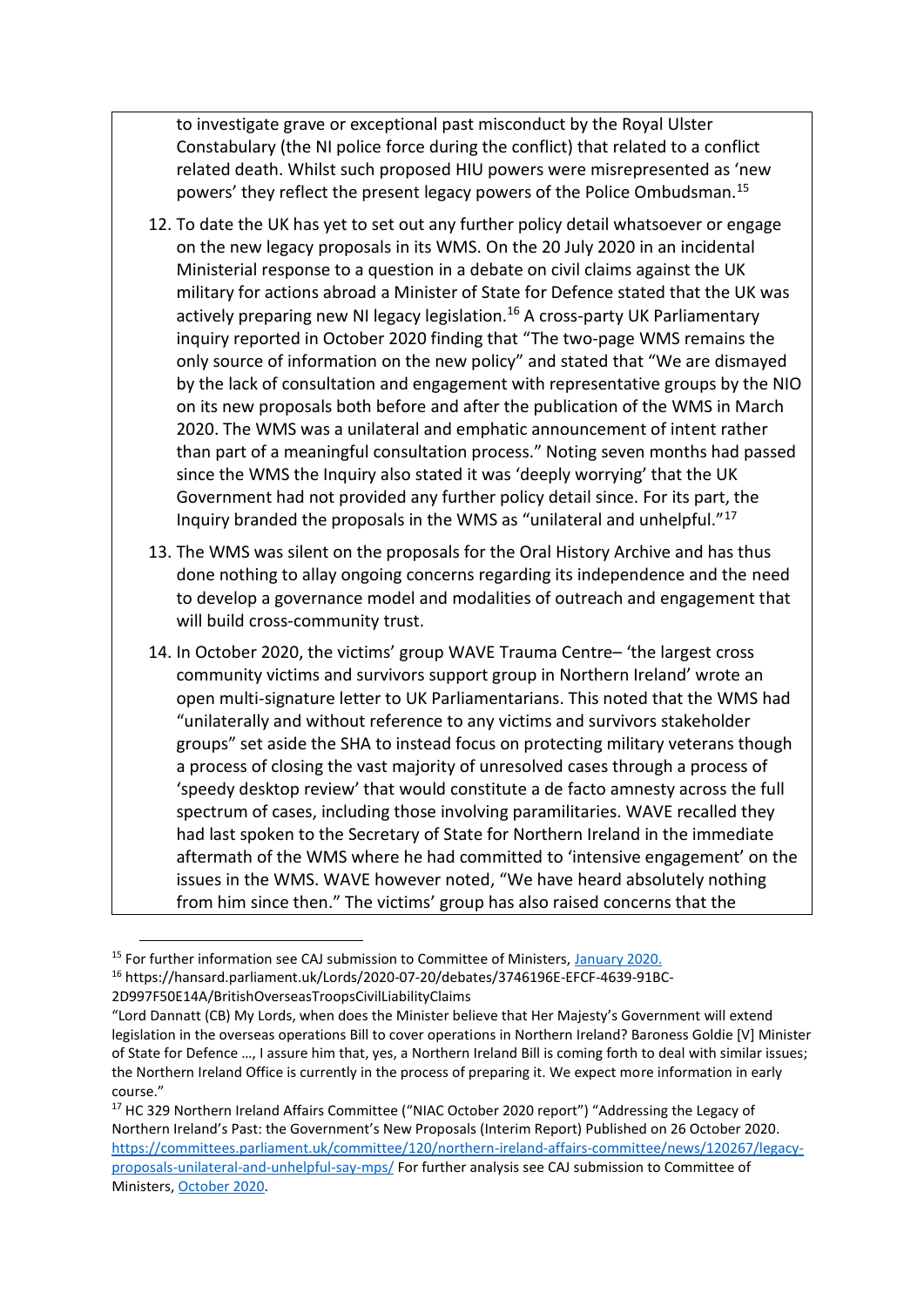to investigate grave or exceptional past misconduct by the Royal Ulster Constabulary (the NI police force during the conflict) that related to a conflict related death. Whilst such proposed HIU powers were misrepresented as 'new powers' they reflect the present legacy powers of the Police Ombudsman.[15]

12. To date the UK has yet to set out any further policy detail whatsoever or engage on the new legacy proposals in its WMS. On the 20 July 2020 in an incidental Ministerial response to a question in a debate on civil claims against the UK military for actions abroad a Minister of State for Defence stated that the UK was actively preparing new NI legacy legislation.[16] A cross-party UK Parliamentary inquiry reported in October 2020 finding that "The two-page WMS remains the only source of information on the new policy" and stated that "We are dismayed by the lack of consultation and engagement with representative groups by the NIO on its new proposals both before and after the publication of the WMS in March 2020. The WMS was a unilateral and emphatic announcement of intent rather than part of a meaningful consultation process." Noting seven months had passed since the WMS the Inquiry also stated it was 'deeply worrying' that the UK Government had not provided any further policy detail since. For its part, the Inquiry branded the proposals in the WMS as "unilateral and unhelpful."[17]

13. The WMS was silent on the proposals for the Oral History Archive and has thus done nothing to allay ongoing concerns regarding its independence and the need to develop a governance model and modalities of outreach and engagement that will build cross-community trust.

14. In October 2020, the victims' group WAVE Trauma Centre– 'the largest cross community victims and survivors support group in Northern Ireland' wrote an open multi-signature letter to UK Parliamentarians. This noted that the WMS had "unilaterally and without reference to any victims and survivors stakeholder groups" set aside the SHA to instead focus on protecting military veterans though a process of closing the vast majority of unresolved cases through a process of 'speedy desktop review' that would constitute a de facto amnesty across the full spectrum of cases, including those involving paramilitaries. WAVE recalled they had last spoken to the Secretary of State for Northern Ireland in the immediate aftermath of the WMS where he had committed to 'intensive engagement' on the issues in the WMS. WAVE however noted, "We have heard absolutely nothing from him since then." The victims' group has also raised concerns that the

---

[15] For further information see CAJ submission to Committee of Ministers, January 2020.

[16] https://hansard.parliament.uk/Lords/2020-07-20/debates/3746196E-EFCF-4639-91BC-2D997F50E14A/BritishOverseasTroopsCivilLiabilityClaims
"Lord Dannatt (CB) My Lords, when does the Minister believe that Her Majesty's Government will extend legislation in the overseas operations Bill to cover operations in Northern Ireland? Baroness Goldie [V] Minister of State for Defence …, I assure him that, yes, a Northern Ireland Bill is coming forth to deal with similar issues; the Northern Ireland Office is currently in the process of preparing it. We expect more information in early course."

[17] HC 329 Northern Ireland Affairs Committee ("NIAC October 2020 report") "Addressing the Legacy of Northern Ireland's Past: the Government's New Proposals (Interim Report) Published on 26 October 2020. https://committees.parliament.uk/committee/120/northern-ireland-affairs-committee/news/120267/legacy-proposals-unilateral-and-unhelpful-say-mps/ For further analysis see CAJ submission to Committee of Ministers, October 2020.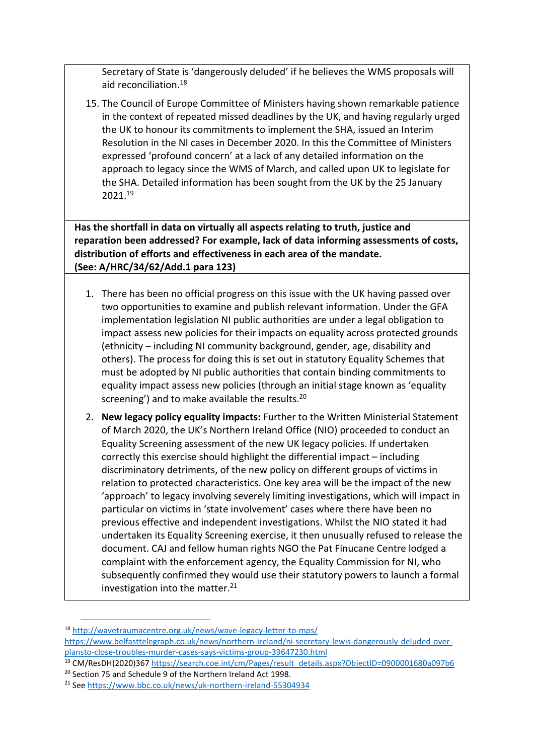Secretary of State is 'dangerously deluded' if he believes the WMS proposals will aid reconciliation.[18]

15. The Council of Europe Committee of Ministers having shown remarkable patience in the context of repeated missed deadlines by the UK, and having regularly urged the UK to honour its commitments to implement the SHA, issued an Interim Resolution in the NI cases in December 2020. In this the Committee of Ministers expressed 'profound concern' at a lack of any detailed information on the approach to legacy since the WMS of March, and called upon UK to legislate for the SHA. Detailed information has been sought from the UK by the 25 January 2021.[19]

**Has the shortfall in data on virtually all aspects relating to truth, justice and reparation been addressed? For example, lack of data informing assessments of costs, distribution of efforts and effectiveness in each area of the mandate. (See: A/HRC/34/62/Add.1 para 123)**

1. There has been no official progress on this issue with the UK having passed over two opportunities to examine and publish relevant information. Under the GFA implementation legislation NI public authorities are under a legal obligation to impact assess new policies for their impacts on equality across protected grounds (ethnicity – including NI community background, gender, age, disability and others). The process for doing this is set out in statutory Equality Schemes that must be adopted by NI public authorities that contain binding commitments to equality impact assess new policies (through an initial stage known as 'equality screening') and to make available the results.[20]

2. **New legacy policy equality impacts:** Further to the Written Ministerial Statement of March 2020, the UK's Northern Ireland Office (NIO) proceeded to conduct an Equality Screening assessment of the new UK legacy policies. If undertaken correctly this exercise should highlight the differential impact – including discriminatory detriments, of the new policy on different groups of victims in relation to protected characteristics. One key area will be the impact of the new 'approach' to legacy involving severely limiting investigations, which will impact in particular on victims in 'state involvement' cases where there have been no previous effective and independent investigations. Whilst the NIO stated it had undertaken its Equality Screening exercise, it then unusually refused to release the document. CAJ and fellow human rights NGO the Pat Finucane Centre lodged a complaint with the enforcement agency, the Equality Commission for NI, who subsequently confirmed they would use their statutory powers to launch a formal investigation into the matter.[21]

---

[18] http://wavetraumacentre.org.uk/news/wave-legacy-letter-to-mps/ https://www.belfasttelegraph.co.uk/news/northern-ireland/ni-secretary-lewis-dangerously-deluded-over-plansto-close-troubles-murder-cases-says-victims-group-39647230.html

[19] CM/ResDH(2020)367 https://search.coe.int/cm/Pages/result_details.aspx?ObjectID=0900001680a097b6

[20] Section 75 and Schedule 9 of the Northern Ireland Act 1998.

[21] See https://www.bbc.co.uk/news/uk-northern-ireland-55304934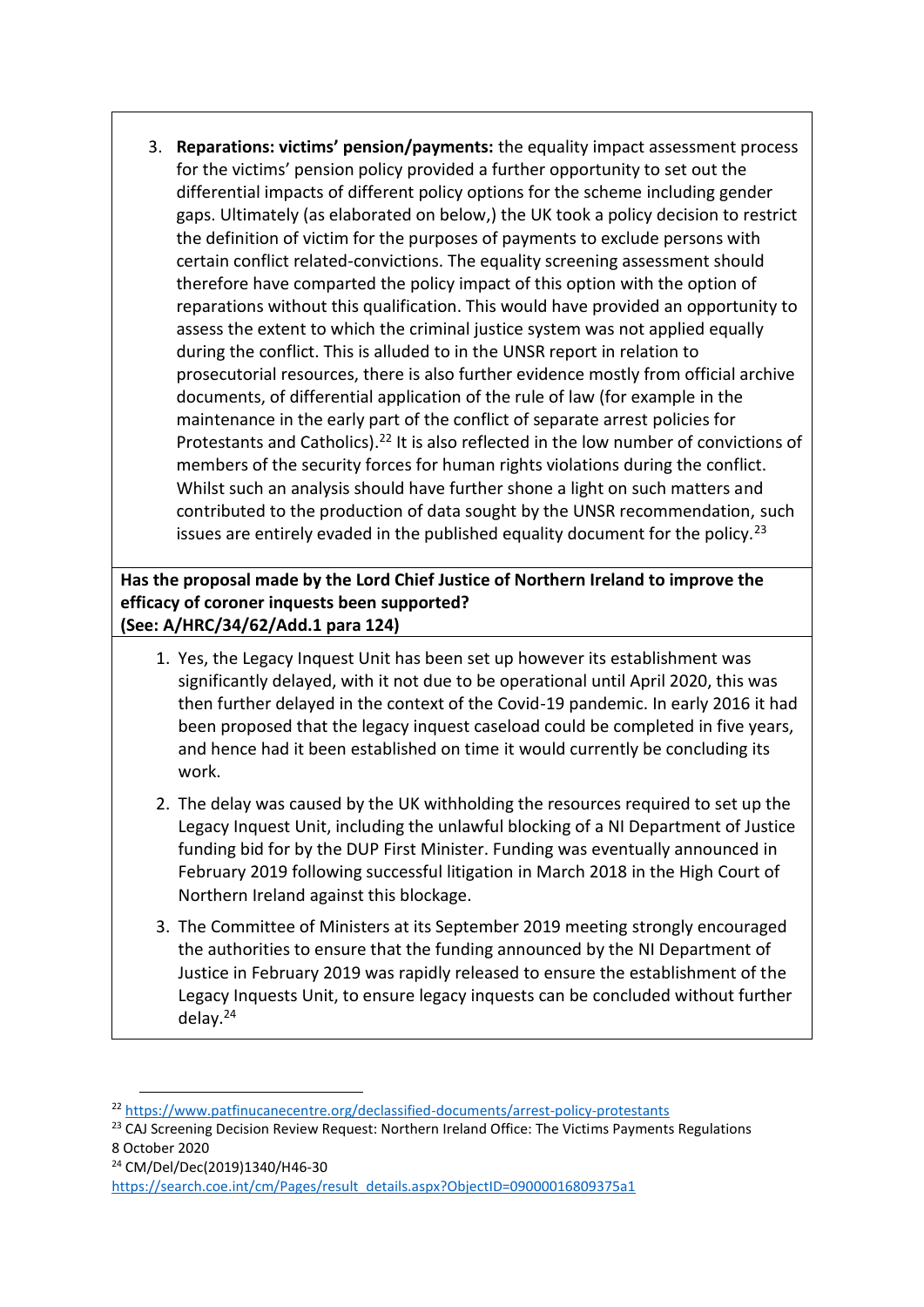3. **Reparations: victims' pension/payments:** the equality impact assessment process for the victims' pension policy provided a further opportunity to set out the differential impacts of different policy options for the scheme including gender gaps. Ultimately (as elaborated on below,) the UK took a policy decision to restrict the definition of victim for the purposes of payments to exclude persons with certain conflict related-convictions. The equality screening assessment should therefore have comparted the policy impact of this option with the option of reparations without this qualification. This would have provided an opportunity to assess the extent to which the criminal justice system was not applied equally during the conflict. This is alluded to in the UNSR report in relation to prosecutorial resources, there is also further evidence mostly from official archive documents, of differential application of the rule of law (for example in the maintenance in the early part of the conflict of separate arrest policies for Protestants and Catholics).[22] It is also reflected in the low number of convictions of members of the security forces for human rights violations during the conflict. Whilst such an analysis should have further shone a light on such matters and contributed to the production of data sought by the UNSR recommendation, such issues are entirely evaded in the published equality document for the policy.[23]

**Has the proposal made by the Lord Chief Justice of Northern Ireland to improve the efficacy of coroner inquests been supported?**
**(See: A/HRC/34/62/Add.1 para 124)**

1. Yes, the Legacy Inquest Unit has been set up however its establishment was significantly delayed, with it not due to be operational until April 2020, this was then further delayed in the context of the Covid-19 pandemic. In early 2016 it had been proposed that the legacy inquest caseload could be completed in five years, and hence had it been established on time it would currently be concluding its work.
2. The delay was caused by the UK withholding the resources required to set up the Legacy Inquest Unit, including the unlawful blocking of a NI Department of Justice funding bid for by the DUP First Minister. Funding was eventually announced in February 2019 following successful litigation in March 2018 in the High Court of Northern Ireland against this blockage.
3. The Committee of Ministers at its September 2019 meeting strongly encouraged the authorities to ensure that the funding announced by the NI Department of Justice in February 2019 was rapidly released to ensure the establishment of the Legacy Inquests Unit, to ensure legacy inquests can be concluded without further delay.[24]

---

[22] https://www.patfinucanecentre.org/declassified-documents/arrest-policy-protestants

[23] CAJ Screening Decision Review Request: Northern Ireland Office: The Victims Payments Regulations 8 October 2020

[24] CM/Del/Dec(2019)1340/H46-30 https://search.coe.int/cm/Pages/result_details.aspx?ObjectID=09000016809375a1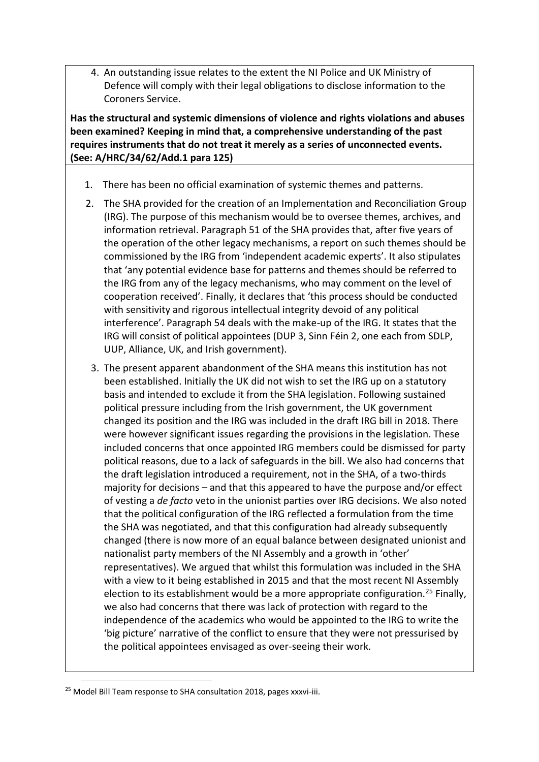4. An outstanding issue relates to the extent the NI Police and UK Ministry of Defence will comply with their legal obligations to disclose information to the Coroners Service.

**Has the structural and systemic dimensions of violence and rights violations and abuses been examined? Keeping in mind that, a comprehensive understanding of the past requires instruments that do not treat it merely as a series of unconnected events. (See: A/HRC/34/62/Add.1 para 125)**

1. There has been no official examination of systemic themes and patterns.
2. The SHA provided for the creation of an Implementation and Reconciliation Group (IRG). The purpose of this mechanism would be to oversee themes, archives, and information retrieval. Paragraph 51 of the SHA provides that, after five years of the operation of the other legacy mechanisms, a report on such themes should be commissioned by the IRG from 'independent academic experts'. It also stipulates that 'any potential evidence base for patterns and themes should be referred to the IRG from any of the legacy mechanisms, who may comment on the level of cooperation received'. Finally, it declares that 'this process should be conducted with sensitivity and rigorous intellectual integrity devoid of any political interference'. Paragraph 54 deals with the make-up of the IRG. It states that the IRG will consist of political appointees (DUP 3, Sinn Féin 2, one each from SDLP, UUP, Alliance, UK, and Irish government).
3. The present apparent abandonment of the SHA means this institution has not been established. Initially the UK did not wish to set the IRG up on a statutory basis and intended to exclude it from the SHA legislation. Following sustained political pressure including from the Irish government, the UK government changed its position and the IRG was included in the draft IRG bill in 2018. There were however significant issues regarding the provisions in the legislation. These included concerns that once appointed IRG members could be dismissed for party political reasons, due to a lack of safeguards in the bill. We also had concerns that the draft legislation introduced a requirement, not in the SHA, of a two-thirds majority for decisions – and that this appeared to have the purpose and/or effect of vesting a *de facto* veto in the unionist parties over IRG decisions. We also noted that the political configuration of the IRG reflected a formulation from the time the SHA was negotiated, and that this configuration had already subsequently changed (there is now more of an equal balance between designated unionist and nationalist party members of the NI Assembly and a growth in 'other' representatives). We argued that whilst this formulation was included in the SHA with a view to it being established in 2015 and that the most recent NI Assembly election to its establishment would be a more appropriate configuration.[25] Finally, we also had concerns that there was lack of protection with regard to the independence of the academics who would be appointed to the IRG to write the 'big picture' narrative of the conflict to ensure that they were not pressurised by the political appointees envisaged as over-seeing their work.

[25] Model Bill Team response to SHA consultation 2018, pages xxxvi-iii.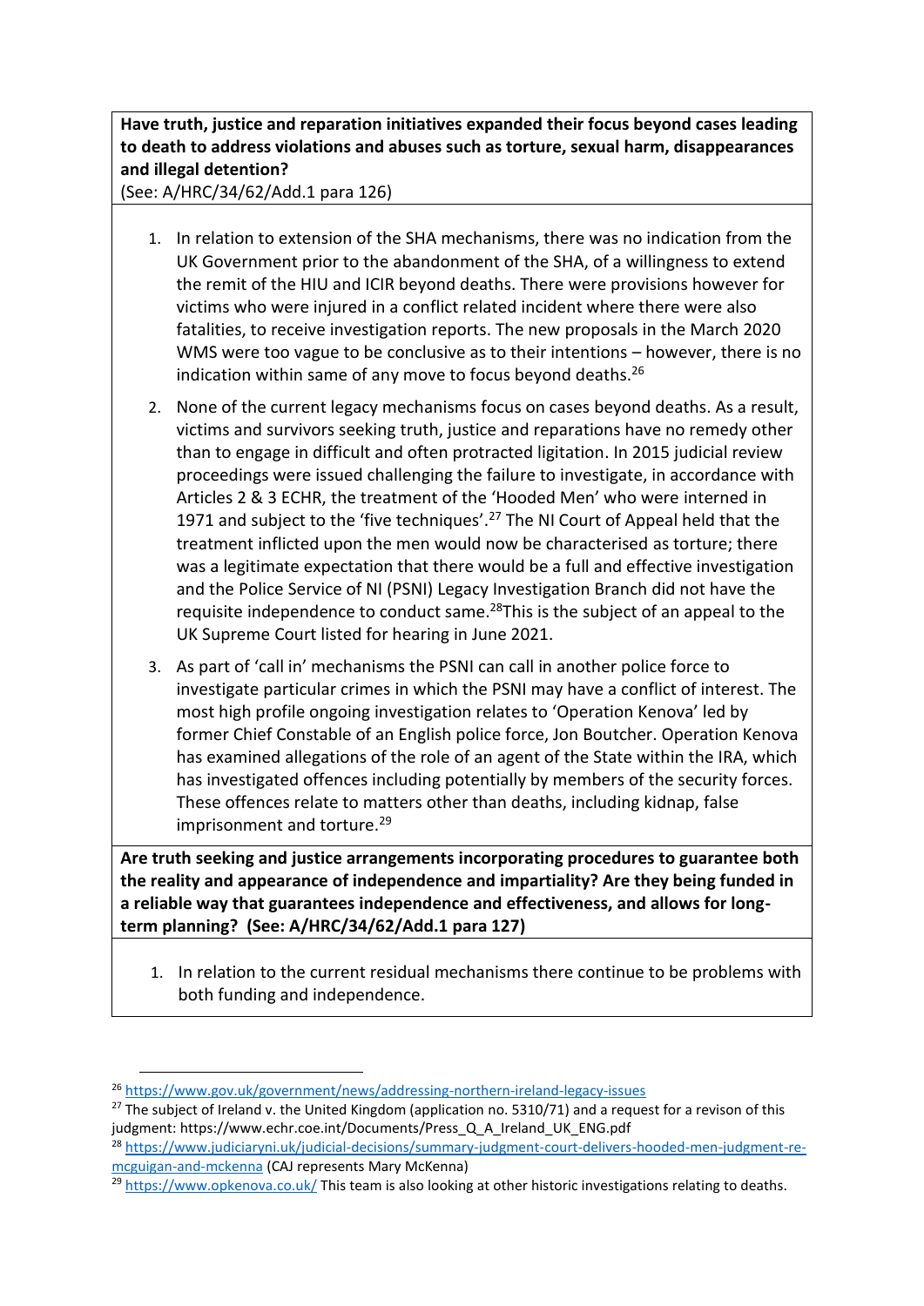**Have truth, justice and reparation initiatives expanded their focus beyond cases leading to death to address violations and abuses such as torture, sexual harm, disappearances and illegal detention?**
(See: A/HRC/34/62/Add.1 para 126)

1. In relation to extension of the SHA mechanisms, there was no indication from the UK Government prior to the abandonment of the SHA, of a willingness to extend the remit of the HIU and ICIR beyond deaths. There were provisions however for victims who were injured in a conflict related incident where there were also fatalities, to receive investigation reports. The new proposals in the March 2020 WMS were too vague to be conclusive as to their intentions – however, there is no indication within same of any move to focus beyond deaths.[26]

2. None of the current legacy mechanisms focus on cases beyond deaths. As a result, victims and survivors seeking truth, justice and reparations have no remedy other than to engage in difficult and often protracted litigation. In 2015 judicial review proceedings were issued challenging the failure to investigate, in accordance with Articles 2 & 3 ECHR, the treatment of the 'Hooded Men' who were interned in 1971 and subject to the 'five techniques'.[27] The NI Court of Appeal held that the treatment inflicted upon the men would now be characterised as torture; there was a legitimate expectation that there would be a full and effective investigation and the Police Service of NI (PSNI) Legacy Investigation Branch did not have the requisite independence to conduct same.[28]This is the subject of an appeal to the UK Supreme Court listed for hearing in June 2021.

3. As part of 'call in' mechanisms the PSNI can call in another police force to investigate particular crimes in which the PSNI may have a conflict of interest. The most high profile ongoing investigation relates to 'Operation Kenova' led by former Chief Constable of an English police force, Jon Boutcher. Operation Kenova has examined allegations of the role of an agent of the State within the IRA, which has investigated offences including potentially by members of the security forces. These offences relate to matters other than deaths, including kidnap, false imprisonment and torture.[29]

**Are truth seeking and justice arrangements incorporating procedures to guarantee both the reality and appearance of independence and impartiality? Are they being funded in a reliable way that guarantees independence and effectiveness, and allows for long-term planning? (See: A/HRC/34/62/Add.1 para 127)**

1. In relation to the current residual mechanisms there continue to be problems with both funding and independence.

---

[26] https://www.gov.uk/government/news/addressing-northern-ireland-legacy-issues

[27] The subject of Ireland v. the United Kingdom (application no. 5310/71) and a request for a revison of this judgment: https://www.echr.coe.int/Documents/Press_Q_A_Ireland_UK_ENG.pdf

[28] https://www.judiciaryni.uk/judicial-decisions/summary-judgment-court-delivers-hooded-men-judgment-re-mcguigan-and-mckenna (CAJ represents Mary McKenna)

[29] https://www.opkenova.co.uk/ This team is also looking at other historic investigations relating to deaths.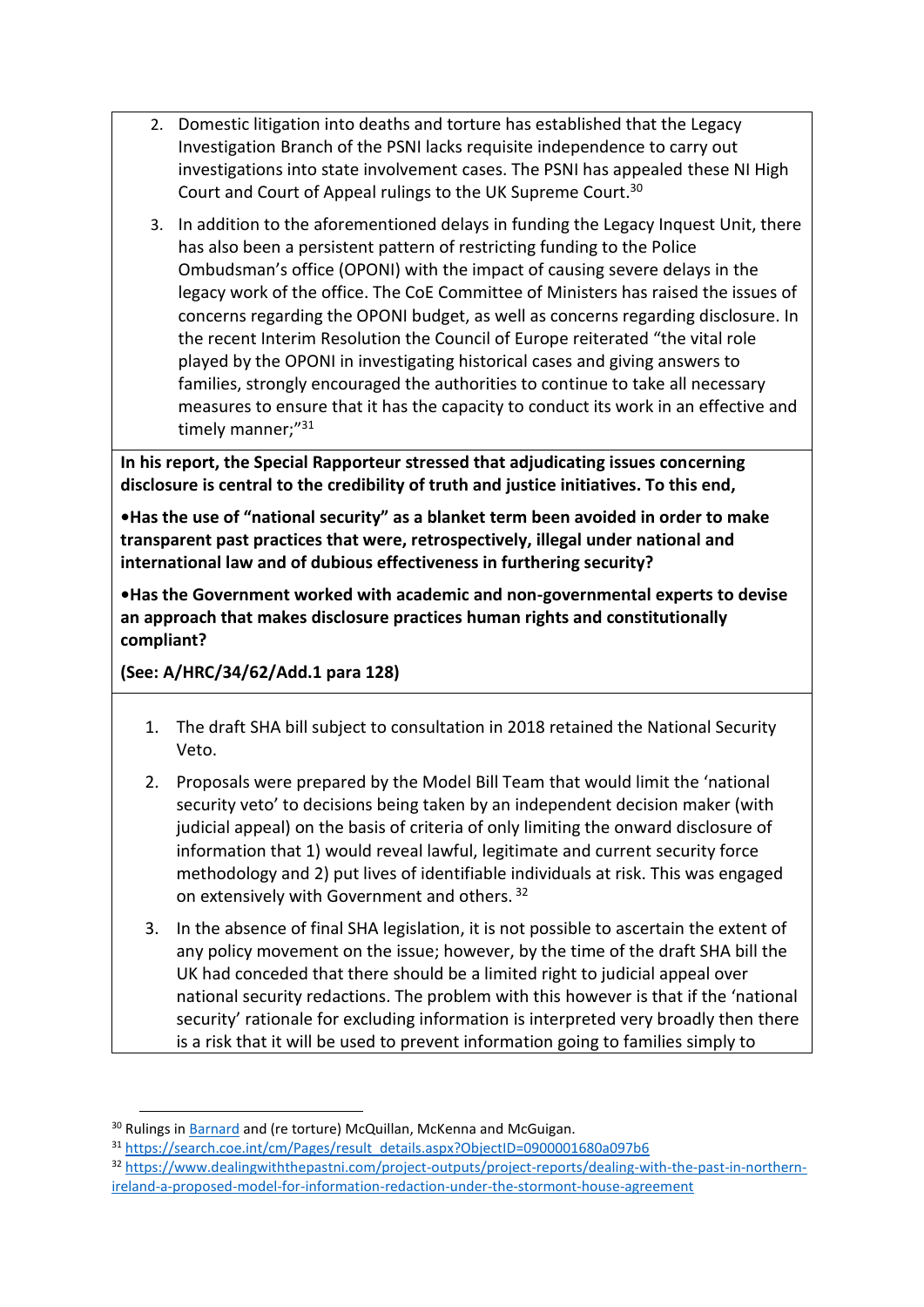2. Domestic litigation into deaths and torture has established that the Legacy Investigation Branch of the PSNI lacks requisite independence to carry out investigations into state involvement cases. The PSNI has appealed these NI High Court and Court of Appeal rulings to the UK Supreme Court.[30]

3. In addition to the aforementioned delays in funding the Legacy Inquest Unit, there has also been a persistent pattern of restricting funding to the Police Ombudsman's office (OPONI) with the impact of causing severe delays in the legacy work of the office. The CoE Committee of Ministers has raised the issues of concerns regarding the OPONI budget, as well as concerns regarding disclosure. In the recent Interim Resolution the Council of Europe reiterated "the vital role played by the OPONI in investigating historical cases and giving answers to families, strongly encouraged the authorities to continue to take all necessary measures to ensure that it has the capacity to conduct its work in an effective and timely manner;"[31]

**In his report, the Special Rapporteur stressed that adjudicating issues concerning disclosure is central to the credibility of truth and justice initiatives. To this end,**

**•Has the use of "national security" as a blanket term been avoided in order to make transparent past practices that were, retrospectively, illegal under national and international law and of dubious effectiveness in furthering security?**

**•Has the Government worked with academic and non-governmental experts to devise an approach that makes disclosure practices human rights and constitutionally compliant?**

**(See: A/HRC/34/62/Add.1 para 128)**

1. The draft SHA bill subject to consultation in 2018 retained the National Security Veto.

2. Proposals were prepared by the Model Bill Team that would limit the 'national security veto' to decisions being taken by an independent decision maker (with judicial appeal) on the basis of criteria of only limiting the onward disclosure of information that 1) would reveal lawful, legitimate and current security force methodology and 2) put lives of identifiable individuals at risk. This was engaged on extensively with Government and others.[32]

3. In the absence of final SHA legislation, it is not possible to ascertain the extent of any policy movement on the issue; however, by the time of the draft SHA bill the UK had conceded that there should be a limited right to judicial appeal over national security redactions. The problem with this however is that if the 'national security' rationale for excluding information is interpreted very broadly then there is a risk that it will be used to prevent information going to families simply to

---

[30] Rulings in Barnard and (re torture) McQuillan, McKenna and McGuigan.

[31] https://search.coe.int/cm/Pages/result_details.aspx?ObjectID=0900001680a097b6

[32] https://www.dealingwiththepastni.com/project-outputs/project-reports/dealing-with-the-past-in-northern-ireland-a-proposed-model-for-information-redaction-under-the-stormont-house-agreement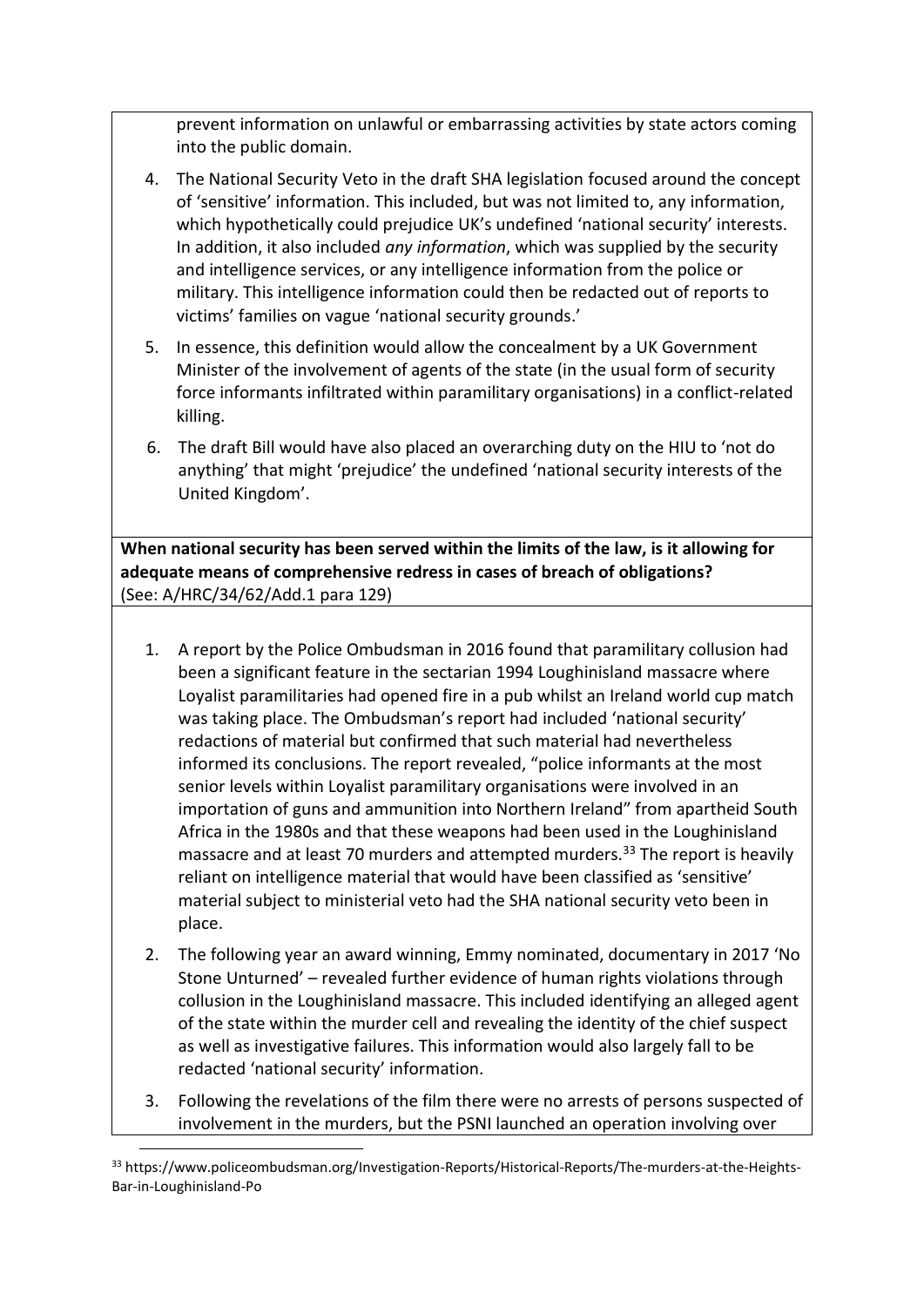prevent information on unlawful or embarrassing activities by state actors coming into the public domain.

4. The National Security Veto in the draft SHA legislation focused around the concept of 'sensitive' information. This included, but was not limited to, any information, which hypothetically could prejudice UK's undefined 'national security' interests. In addition, it also included *any information*, which was supplied by the security and intelligence services, or any intelligence information from the police or military. This intelligence information could then be redacted out of reports to victims' families on vague 'national security grounds.'
5. In essence, this definition would allow the concealment by a UK Government Minister of the involvement of agents of the state (in the usual form of security force informants infiltrated within paramilitary organisations) in a conflict-related killing.
6. The draft Bill would have also placed an overarching duty on the HIU to 'not do anything' that might 'prejudice' the undefined 'national security interests of the United Kingdom'.

**When national security has been served within the limits of the law, is it allowing for adequate means of comprehensive redress in cases of breach of obligations?**
(See: A/HRC/34/62/Add.1 para 129)

1. A report by the Police Ombudsman in 2016 found that paramilitary collusion had been a significant feature in the sectarian 1994 Loughinisland massacre where Loyalist paramilitaries had opened fire in a pub whilst an Ireland world cup match was taking place. The Ombudsman's report had included 'national security' redactions of material but confirmed that such material had nevertheless informed its conclusions. The report revealed, "police informants at the most senior levels within Loyalist paramilitary organisations were involved in an importation of guns and ammunition into Northern Ireland" from apartheid South Africa in the 1980s and that these weapons had been used in the Loughinisland massacre and at least 70 murders and attempted murders.[33] The report is heavily reliant on intelligence material that would have been classified as 'sensitive' material subject to ministerial veto had the SHA national security veto been in place.
2. The following year an award winning, Emmy nominated, documentary in 2017 'No Stone Unturned' – revealed further evidence of human rights violations through collusion in the Loughinisland massacre. This included identifying an alleged agent of the state within the murder cell and revealing the identity of the chief suspect as well as investigative failures. This information would also largely fall to be redacted 'national security' information.
3. Following the revelations of the film there were no arrests of persons suspected of involvement in the murders, but the PSNI launched an operation involving over

[33] https://www.policeombudsman.org/Investigation-Reports/Historical-Reports/The-murders-at-the-Heights-Bar-in-Loughinisland-Po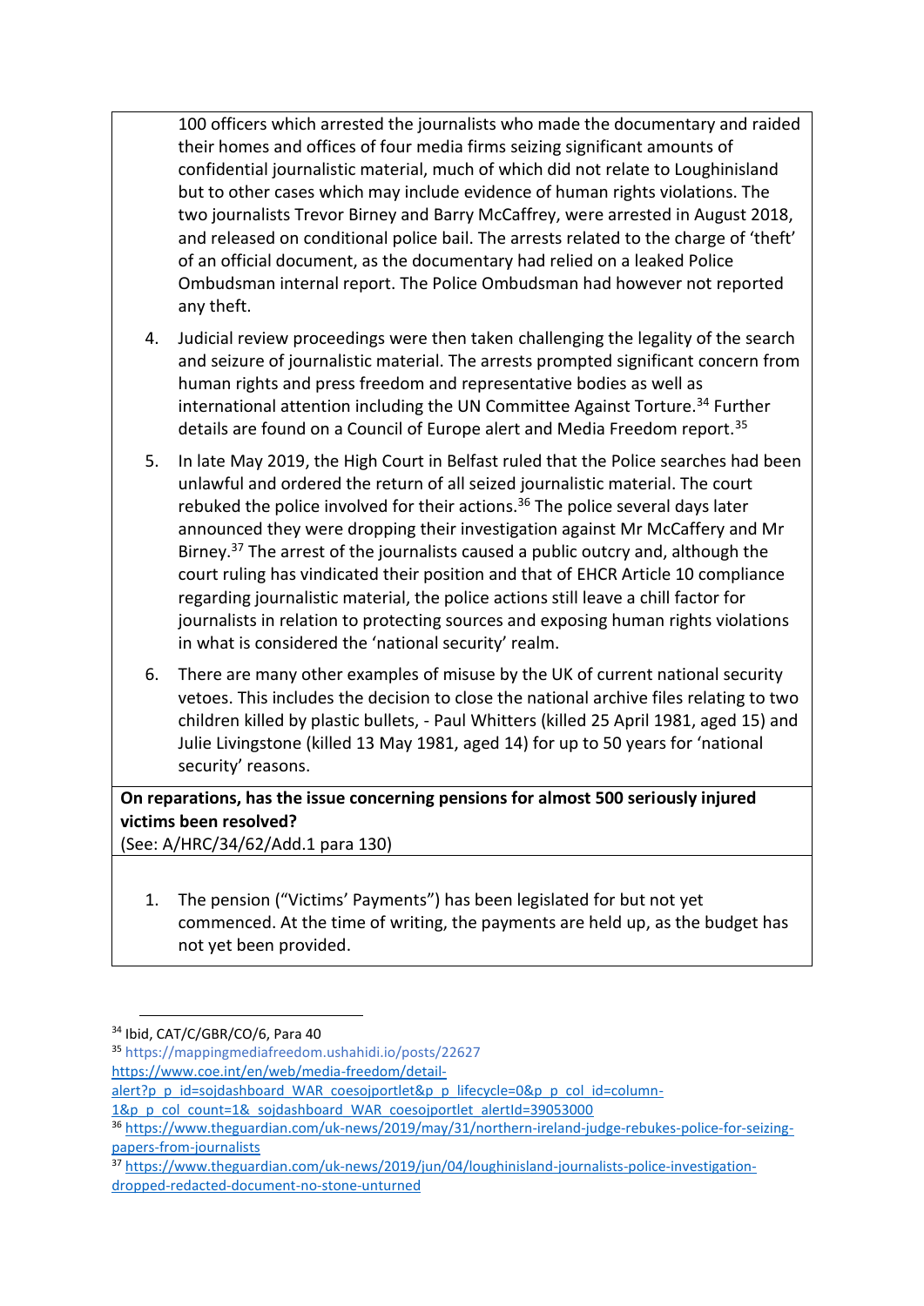100 officers which arrested the journalists who made the documentary and raided their homes and offices of four media firms seizing significant amounts of confidential journalistic material, much of which did not relate to Loughinisland but to other cases which may include evidence of human rights violations. The two journalists Trevor Birney and Barry McCaffrey, were arrested in August 2018, and released on conditional police bail. The arrests related to the charge of 'theft' of an official document, as the documentary had relied on a leaked Police Ombudsman internal report. The Police Ombudsman had however not reported any theft.

4. Judicial review proceedings were then taken challenging the legality of the search and seizure of journalistic material. The arrests prompted significant concern from human rights and press freedom and representative bodies as well as international attention including the UN Committee Against Torture.[34] Further details are found on a Council of Europe alert and Media Freedom report.[35]

5. In late May 2019, the High Court in Belfast ruled that the Police searches had been unlawful and ordered the return of all seized journalistic material. The court rebuked the police involved for their actions.[36] The police several days later announced they were dropping their investigation against Mr McCaffery and Mr Birney.[37] The arrest of the journalists caused a public outcry and, although the court ruling has vindicated their position and that of EHCR Article 10 compliance regarding journalistic material, the police actions still leave a chill factor for journalists in relation to protecting sources and exposing human rights violations in what is considered the 'national security' realm.

6. There are many other examples of misuse by the UK of current national security vetoes. This includes the decision to close the national archive files relating to two children killed by plastic bullets, - Paul Whitters (killed 25 April 1981, aged 15) and Julie Livingstone (killed 13 May 1981, aged 14) for up to 50 years for 'national security' reasons.

**On reparations, has the issue concerning pensions for almost 500 seriously injured victims been resolved?**
(See: A/HRC/34/62/Add.1 para 130)

1. The pension ("Victims' Payments") has been legislated for but not yet commenced. At the time of writing, the payments are held up, as the budget has not yet been provided.

---

[34] Ibid, CAT/C/GBR/CO/6, Para 40

[35] https://mappingmediafreedom.ushahidi.io/posts/22627
https://www.coe.int/en/web/media-freedom/detail-alert?p_p_id=sojdashboard_WAR_coesojportlet&p_p_lifecycle=0&p_p_col_id=column-1&p_p_col_count=1&_sojdashboard_WAR_coesojportlet_alertId=39053000

[36] https://www.theguardian.com/uk-news/2019/may/31/northern-ireland-judge-rebukes-police-for-seizing-papers-from-journalists

[37] https://www.theguardian.com/uk-news/2019/jun/04/loughinisland-journalists-police-investigation-dropped-redacted-document-no-stone-unturned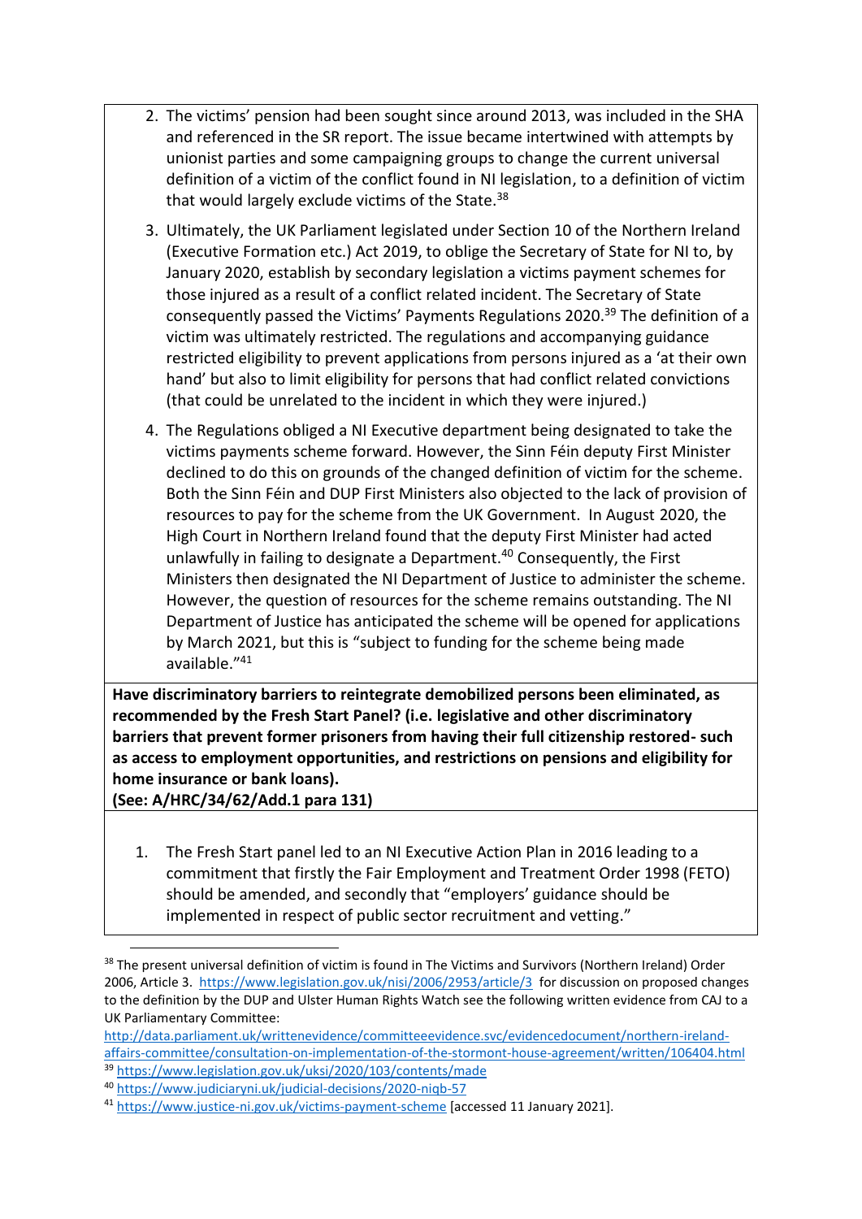2. The victims' pension had been sought since around 2013, was included in the SHA and referenced in the SR report. The issue became intertwined with attempts by unionist parties and some campaigning groups to change the current universal definition of a victim of the conflict found in NI legislation, to a definition of victim that would largely exclude victims of the State.[38]

3. Ultimately, the UK Parliament legislated under Section 10 of the Northern Ireland (Executive Formation etc.) Act 2019, to oblige the Secretary of State for NI to, by January 2020, establish by secondary legislation a victims payment schemes for those injured as a result of a conflict related incident. The Secretary of State consequently passed the Victims' Payments Regulations 2020.[39] The definition of a victim was ultimately restricted. The regulations and accompanying guidance restricted eligibility to prevent applications from persons injured as a 'at their own hand' but also to limit eligibility for persons that had conflict related convictions (that could be unrelated to the incident in which they were injured.)

4. The Regulations obliged a NI Executive department being designated to take the victims payments scheme forward. However, the Sinn Féin deputy First Minister declined to do this on grounds of the changed definition of victim for the scheme. Both the Sinn Féin and DUP First Ministers also objected to the lack of provision of resources to pay for the scheme from the UK Government. In August 2020, the High Court in Northern Ireland found that the deputy First Minister had acted unlawfully in failing to designate a Department.[40] Consequently, the First Ministers then designated the NI Department of Justice to administer the scheme. However, the question of resources for the scheme remains outstanding. The NI Department of Justice has anticipated the scheme will be opened for applications by March 2021, but this is "subject to funding for the scheme being made available."[41]

**Have discriminatory barriers to reintegrate demobilized persons been eliminated, as recommended by the Fresh Start Panel? (i.e. legislative and other discriminatory barriers that prevent former prisoners from having their full citizenship restored- such as access to employment opportunities, and restrictions on pensions and eligibility for home insurance or bank loans).**
**(See: A/HRC/34/62/Add.1 para 131)**

1. The Fresh Start panel led to an NI Executive Action Plan in 2016 leading to a commitment that firstly the Fair Employment and Treatment Order 1998 (FETO) should be amended, and secondly that "employers' guidance should be implemented in respect of public sector recruitment and vetting."

---

[38] The present universal definition of victim is found in The Victims and Survivors (Northern Ireland) Order 2006, Article 3. https://www.legislation.gov.uk/nisi/2006/2953/article/3 for discussion on proposed changes to the definition by the DUP and Ulster Human Rights Watch see the following written evidence from CAJ to a UK Parliamentary Committee: http://data.parliament.uk/writtenevidence/committeeevidence.svc/evidencedocument/northern-ireland-affairs-committee/consultation-on-implementation-of-the-stormont-house-agreement/written/106404.html

[39] https://www.legislation.gov.uk/uksi/2020/103/contents/made

[40] https://www.judiciaryni.uk/judicial-decisions/2020-niqb-57

[41] https://www.justice-ni.gov.uk/victims-payment-scheme [accessed 11 January 2021].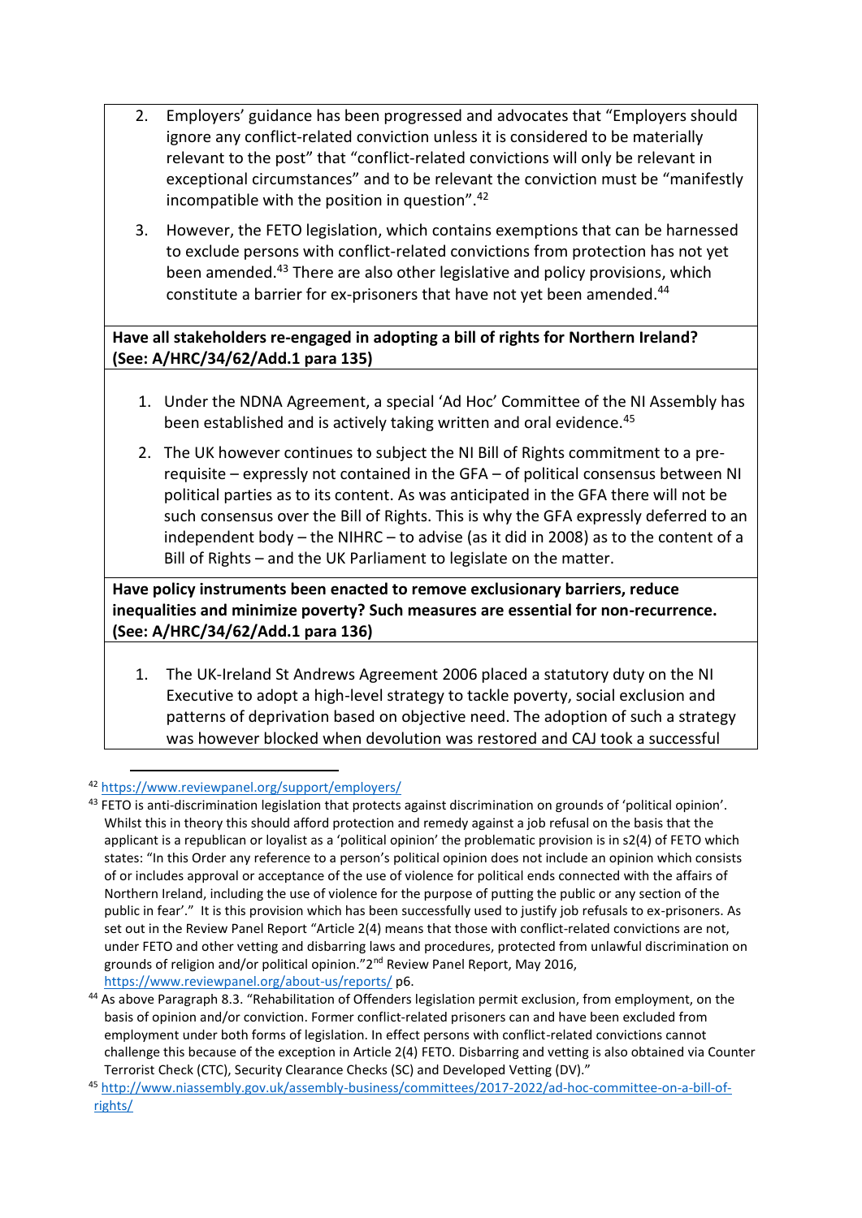2. Employers' guidance has been progressed and advocates that "Employers should ignore any conflict-related conviction unless it is considered to be materially relevant to the post" that "conflict-related convictions will only be relevant in exceptional circumstances" and to be relevant the conviction must be "manifestly incompatible with the position in question".[42]

3. However, the FETO legislation, which contains exemptions that can be harnessed to exclude persons with conflict-related convictions from protection has not yet been amended.[43] There are also other legislative and policy provisions, which constitute a barrier for ex-prisoners that have not yet been amended.[44]

**Have all stakeholders re-engaged in adopting a bill of rights for Northern Ireland? (See: A/HRC/34/62/Add.1 para 135)**

1. Under the NDNA Agreement, a special 'Ad Hoc' Committee of the NI Assembly has been established and is actively taking written and oral evidence.[45]

2. The UK however continues to subject the NI Bill of Rights commitment to a pre-requisite – expressly not contained in the GFA – of political consensus between NI political parties as to its content. As was anticipated in the GFA there will not be such consensus over the Bill of Rights. This is why the GFA expressly deferred to an independent body – the NIHRC – to advise (as it did in 2008) as to the content of a Bill of Rights – and the UK Parliament to legislate on the matter.

**Have policy instruments been enacted to remove exclusionary barriers, reduce inequalities and minimize poverty? Such measures are essential for non-recurrence. (See: A/HRC/34/62/Add.1 para 136)**

1. The UK-Ireland St Andrews Agreement 2006 placed a statutory duty on the NI Executive to adopt a high-level strategy to tackle poverty, social exclusion and patterns of deprivation based on objective need. The adoption of such a strategy was however blocked when devolution was restored and CAJ took a successful

---

[42] https://www.reviewpanel.org/support/employers/

[43] FETO is anti-discrimination legislation that protects against discrimination on grounds of 'political opinion'. Whilst this in theory this should afford protection and remedy against a job refusal on the basis that the applicant is a republican or loyalist as a 'political opinion' the problematic provision is in s2(4) of FETO which states: "In this Order any reference to a person's political opinion does not include an opinion which consists of or includes approval or acceptance of the use of violence for political ends connected with the affairs of Northern Ireland, including the use of violence for the purpose of putting the public or any section of the public in fear'." It is this provision which has been successfully used to justify job refusals to ex-prisoners. As set out in the Review Panel Report "Article 2(4) means that those with conflict-related convictions are not, under FETO and other vetting and disbarring laws and procedures, protected from unlawful discrimination on grounds of religion and/or political opinion."2nd Review Panel Report, May 2016, https://www.reviewpanel.org/about-us/reports/ p6.

[44] As above Paragraph 8.3. "Rehabilitation of Offenders legislation permit exclusion, from employment, on the basis of opinion and/or conviction. Former conflict-related prisoners can and have been excluded from employment under both forms of legislation. In effect persons with conflict-related convictions cannot challenge this because of the exception in Article 2(4) FETO. Disbarring and vetting is also obtained via Counter Terrorist Check (CTC), Security Clearance Checks (SC) and Developed Vetting (DV)."

[45] http://www.niassembly.gov.uk/assembly-business/committees/2017-2022/ad-hoc-committee-on-a-bill-of-rights/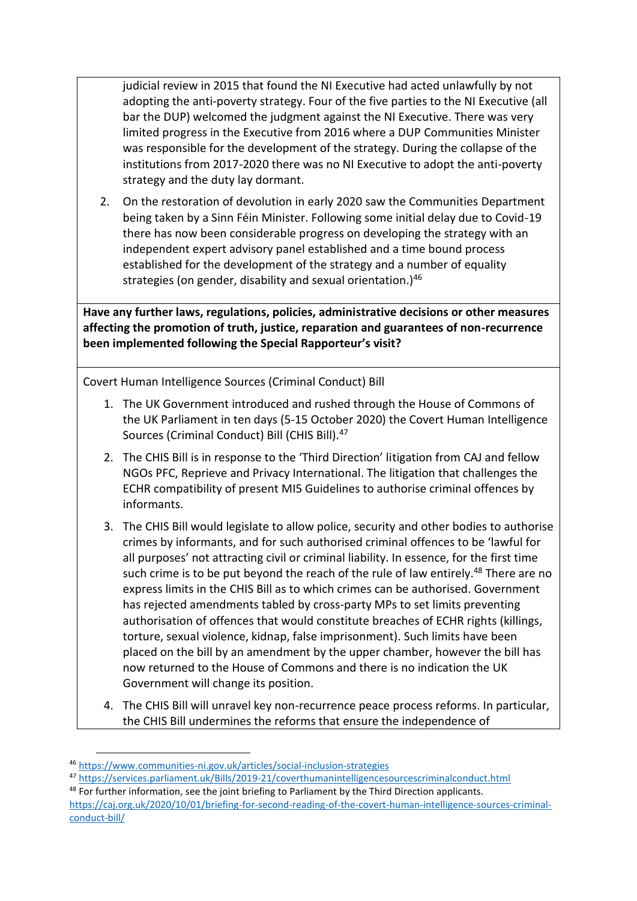judicial review in 2015 that found the NI Executive had acted unlawfully by not adopting the anti-poverty strategy. Four of the five parties to the NI Executive (all bar the DUP) welcomed the judgment against the NI Executive. There was very limited progress in the Executive from 2016 where a DUP Communities Minister was responsible for the development of the strategy. During the collapse of the institutions from 2017-2020 there was no NI Executive to adopt the anti-poverty strategy and the duty lay dormant.

2. On the restoration of devolution in early 2020 saw the Communities Department being taken by a Sinn Féin Minister. Following some initial delay due to Covid-19 there has now been considerable progress on developing the strategy with an independent expert advisory panel established and a time bound process established for the development of the strategy and a number of equality strategies (on gender, disability and sexual orientation.)[46]

**Have any further laws, regulations, policies, administrative decisions or other measures affecting the promotion of truth, justice, reparation and guarantees of non-recurrence been implemented following the Special Rapporteur's visit?**

Covert Human Intelligence Sources (Criminal Conduct) Bill

1. The UK Government introduced and rushed through the House of Commons of the UK Parliament in ten days (5-15 October 2020) the Covert Human Intelligence Sources (Criminal Conduct) Bill (CHIS Bill).[47]
2. The CHIS Bill is in response to the 'Third Direction' litigation from CAJ and fellow NGOs PFC, Reprieve and Privacy International. The litigation that challenges the ECHR compatibility of present MI5 Guidelines to authorise criminal offences by informants.
3. The CHIS Bill would legislate to allow police, security and other bodies to authorise crimes by informants, and for such authorised criminal offences to be 'lawful for all purposes' not attracting civil or criminal liability. In essence, for the first time such crime is to be put beyond the reach of the rule of law entirely.[48] There are no express limits in the CHIS Bill as to which crimes can be authorised. Government has rejected amendments tabled by cross-party MPs to set limits preventing authorisation of offences that would constitute breaches of ECHR rights (killings, torture, sexual violence, kidnap, false imprisonment). Such limits have been placed on the bill by an amendment by the upper chamber, however the bill has now returned to the House of Commons and there is no indication the UK Government will change its position.
4. The CHIS Bill will unravel key non-recurrence peace process reforms. In particular, the CHIS Bill undermines the reforms that ensure the independence of

---

[46] https://www.communities-ni.gov.uk/articles/social-inclusion-strategies

[47] https://services.parliament.uk/Bills/2019-21/coverthumanintelligencesourcescriminalconduct.html

[48] For further information, see the joint briefing to Parliament by the Third Direction applicants. https://caj.org.uk/2020/10/01/briefing-for-second-reading-of-the-covert-human-intelligence-sources-criminal-conduct-bill/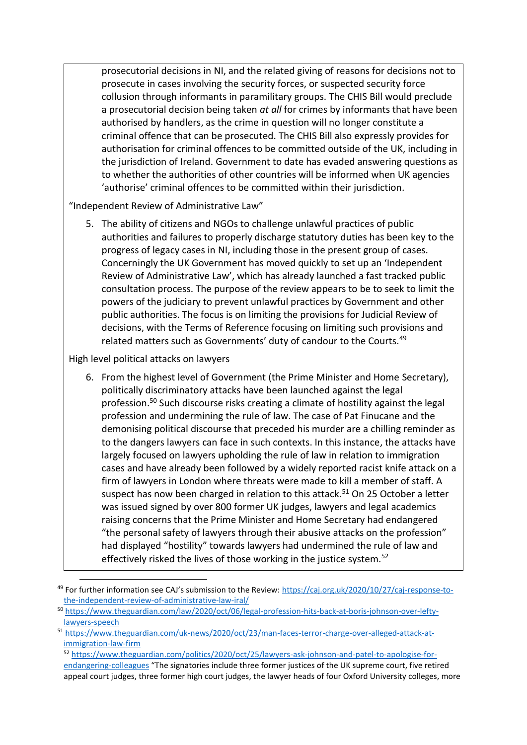prosecutorial decisions in NI, and the related giving of reasons for decisions not to prosecute in cases involving the security forces, or suspected security force collusion through informants in paramilitary groups. The CHIS Bill would preclude a prosecutorial decision being taken *at all* for crimes by informants that have been authorised by handlers, as the crime in question will no longer constitute a criminal offence that can be prosecuted. The CHIS Bill also expressly provides for authorisation for criminal offences to be committed outside of the UK, including in the jurisdiction of Ireland. Government to date has evaded answering questions as to whether the authorities of other countries will be informed when UK agencies 'authorise' criminal offences to be committed within their jurisdiction.

"Independent Review of Administrative Law"

5. The ability of citizens and NGOs to challenge unlawful practices of public authorities and failures to properly discharge statutory duties has been key to the progress of legacy cases in NI, including those in the present group of cases. Concerningly the UK Government has moved quickly to set up an 'Independent Review of Administrative Law', which has already launched a fast tracked public consultation process. The purpose of the review appears to be to seek to limit the powers of the judiciary to prevent unlawful practices by Government and other public authorities. The focus is on limiting the provisions for Judicial Review of decisions, with the Terms of Reference focusing on limiting such provisions and related matters such as Governments' duty of candour to the Courts.[49]

High level political attacks on lawyers

6. From the highest level of Government (the Prime Minister and Home Secretary), politically discriminatory attacks have been launched against the legal profession.[50] Such discourse risks creating a climate of hostility against the legal profession and undermining the rule of law. The case of Pat Finucane and the demonising political discourse that preceded his murder are a chilling reminder as to the dangers lawyers can face in such contexts. In this instance, the attacks have largely focused on lawyers upholding the rule of law in relation to immigration cases and have already been followed by a widely reported racist knife attack on a firm of lawyers in London where threats were made to kill a member of staff. A suspect has now been charged in relation to this attack.[51] On 25 October a letter was issued signed by over 800 former UK judges, lawyers and legal academics raising concerns that the Prime Minister and Home Secretary had endangered "the personal safety of lawyers through their abusive attacks on the profession" had displayed "hostility" towards lawyers had undermined the rule of law and effectively risked the lives of those working in the justice system.[52]

---

[49] For further information see CAJ's submission to the Review: https://caj.org.uk/2020/10/27/caj-response-to-the-independent-review-of-administrative-law-iral/

[50] https://www.theguardian.com/law/2020/oct/06/legal-profession-hits-back-at-boris-johnson-over-lefty-lawyers-speech

[51] https://www.theguardian.com/uk-news/2020/oct/23/man-faces-terror-charge-over-alleged-attack-at-immigration-law-firm

[52] https://www.theguardian.com/politics/2020/oct/25/lawyers-ask-johnson-and-patel-to-apologise-for-endangering-colleagues "The signatories include three former justices of the UK supreme court, five retired appeal court judges, three former high court judges, the lawyer heads of four Oxford University colleges, more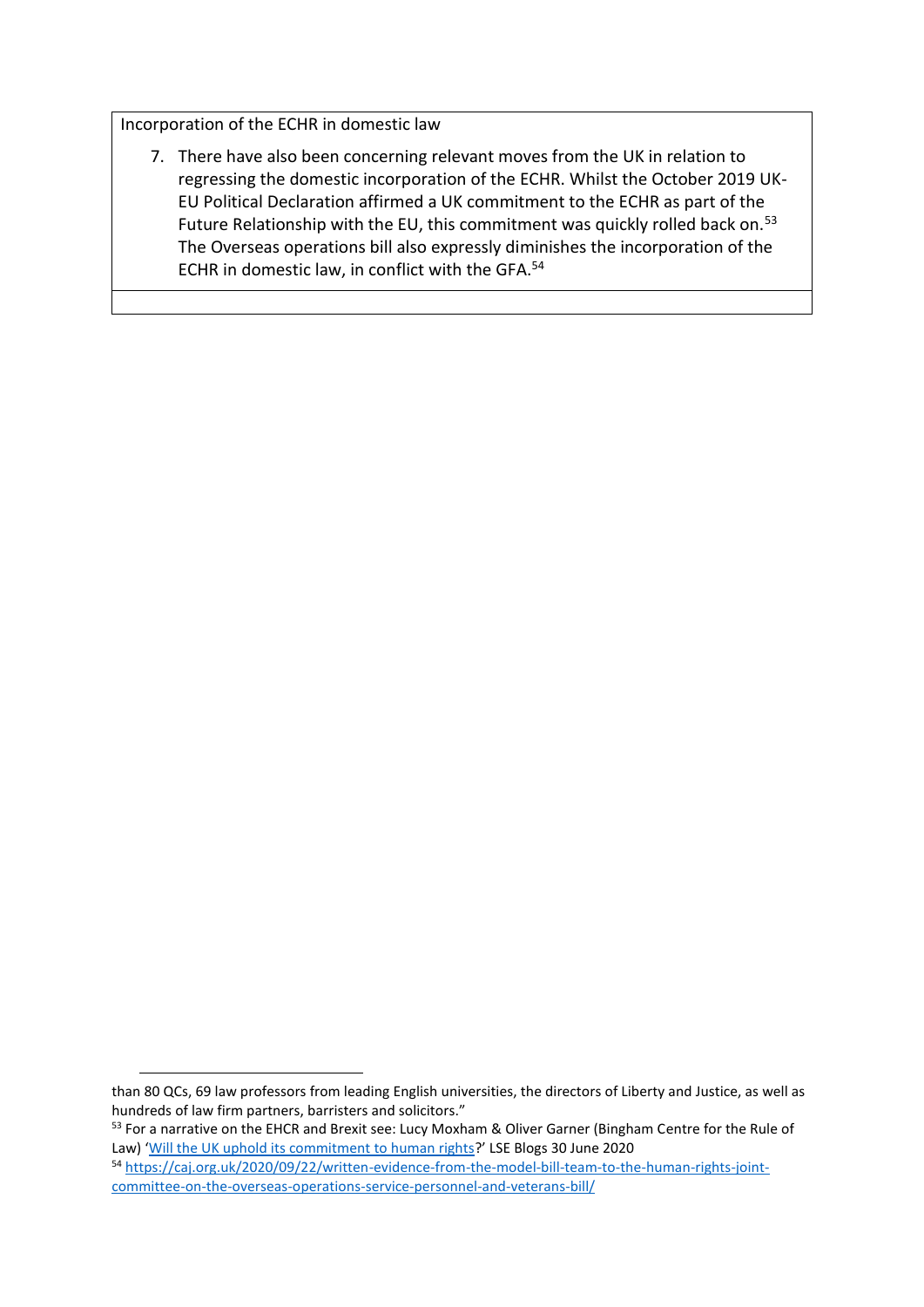Incorporation of the ECHR in domestic law

7. There have also been concerning relevant moves from the UK in relation to regressing the domestic incorporation of the ECHR. Whilst the October 2019 UK-EU Political Declaration affirmed a UK commitment to the ECHR as part of the Future Relationship with the EU, this commitment was quickly rolled back on.[53] The Overseas operations bill also expressly diminishes the incorporation of the ECHR in domestic law, in conflict with the GFA.[54]

---

than 80 QCs, 69 law professors from leading English universities, the directors of Liberty and Justice, as well as hundreds of law firm partners, barristers and solicitors."

[53] For a narrative on the EHCR and Brexit see: Lucy Moxham & Oliver Garner (Bingham Centre for the Rule of Law) 'Will the UK uphold its commitment to human rights?' LSE Blogs 30 June 2020

[54] https://caj.org.uk/2020/09/22/written-evidence-from-the-model-bill-team-to-the-human-rights-joint-committee-on-the-overseas-operations-service-personnel-and-veterans-bill/